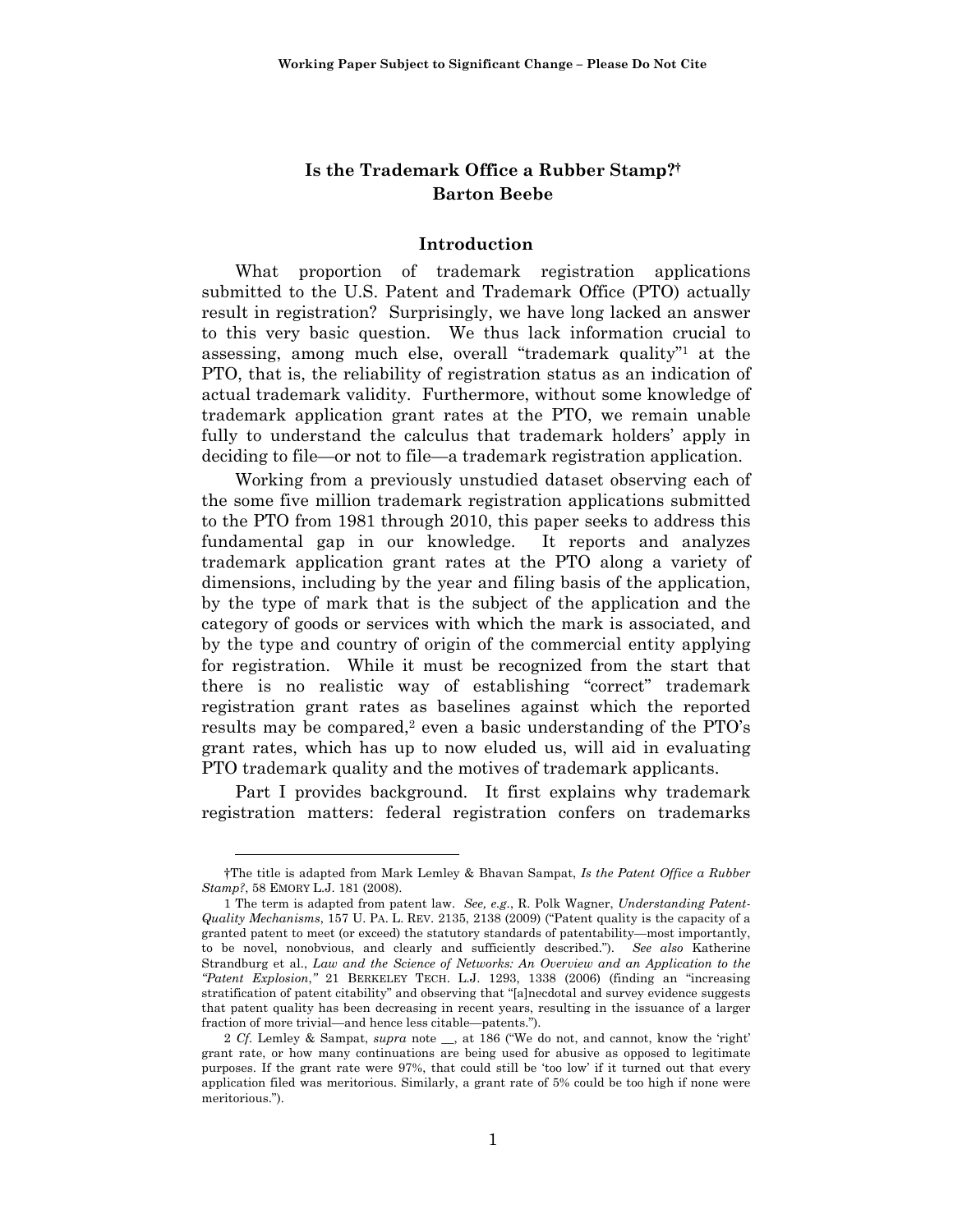# Is the Trademark Office a Rubber Stamp?[†]

## Barton Beebe

### Introduction

What proportion of trademark registration applications submitted to the U.S. Patent and Trademark Office (PTO) actually result in registration? Surprisingly, we have long lacked an answer to this very basic question. We thus lack information crucial to assessing, among much else, overall "trademark quality"[1] at the PTO, that is, the reliability of registration status as an indication of actual trademark validity. Furthermore, without some knowledge of trademark application grant rates at the PTO, we remain unable fully to understand the calculus that trademark holders' apply in deciding to file—or not to file—a trademark registration application.

Working from a previously unstudied dataset observing each of the some five million trademark registration applications submitted to the PTO from 1981 through 2010, this paper seeks to address this fundamental gap in our knowledge. It reports and analyzes trademark application grant rates at the PTO along a variety of dimensions, including by the year and filing basis of the application, by the type of mark that is the subject of the application and the category of goods or services with which the mark is associated, and by the type and country of origin of the commercial entity applying for registration. While it must be recognized from the start that there is no realistic way of establishing "correct" trademark registration grant rates as baselines against which the reported results may be compared,[2] even a basic understanding of the PTO's grant rates, which has up to now eluded us, will aid in evaluating PTO trademark quality and the motives of trademark applicants.

Part I provides background. It first explains why trademark registration matters: federal registration confers on trademarks

---

†The title is adapted from Mark Lemley & Bhavan Sampat, *Is the Patent Office a Rubber Stamp?*, 58 EMORY L.J. 181 (2008).

1 The term is adapted from patent law. *See, e.g.*, R. Polk Wagner, *Understanding Patent-Quality Mechanisms*, 157 U. PA. L. REV. 2135, 2138 (2009) ("Patent quality is the capacity of a granted patent to meet (or exceed) the statutory standards of patentability—most importantly, to be novel, nonobvious, and clearly and sufficiently described."). *See also* Katherine Strandburg et al., *Law and the Science of Networks: An Overview and an Application to the "Patent Explosion*,*"* 21 BERKELEY TECH. L.J. 1293, 1338 (2006) (finding an "increasing stratification of patent citability" and observing that "[a]necdotal and survey evidence suggests that patent quality has been decreasing in recent years, resulting in the issuance of a larger fraction of more trivial—and hence less citable—patents.").

2 *Cf.* Lemley & Sampat, *supra* note __, at 186 ("We do not, and cannot, know the 'right' grant rate, or how many continuations are being used for abusive as opposed to legitimate purposes. If the grant rate were 97%, that could still be 'too low' if it turned out that every application filed was meritorious. Similarly, a grant rate of 5% could be too high if none were meritorious.").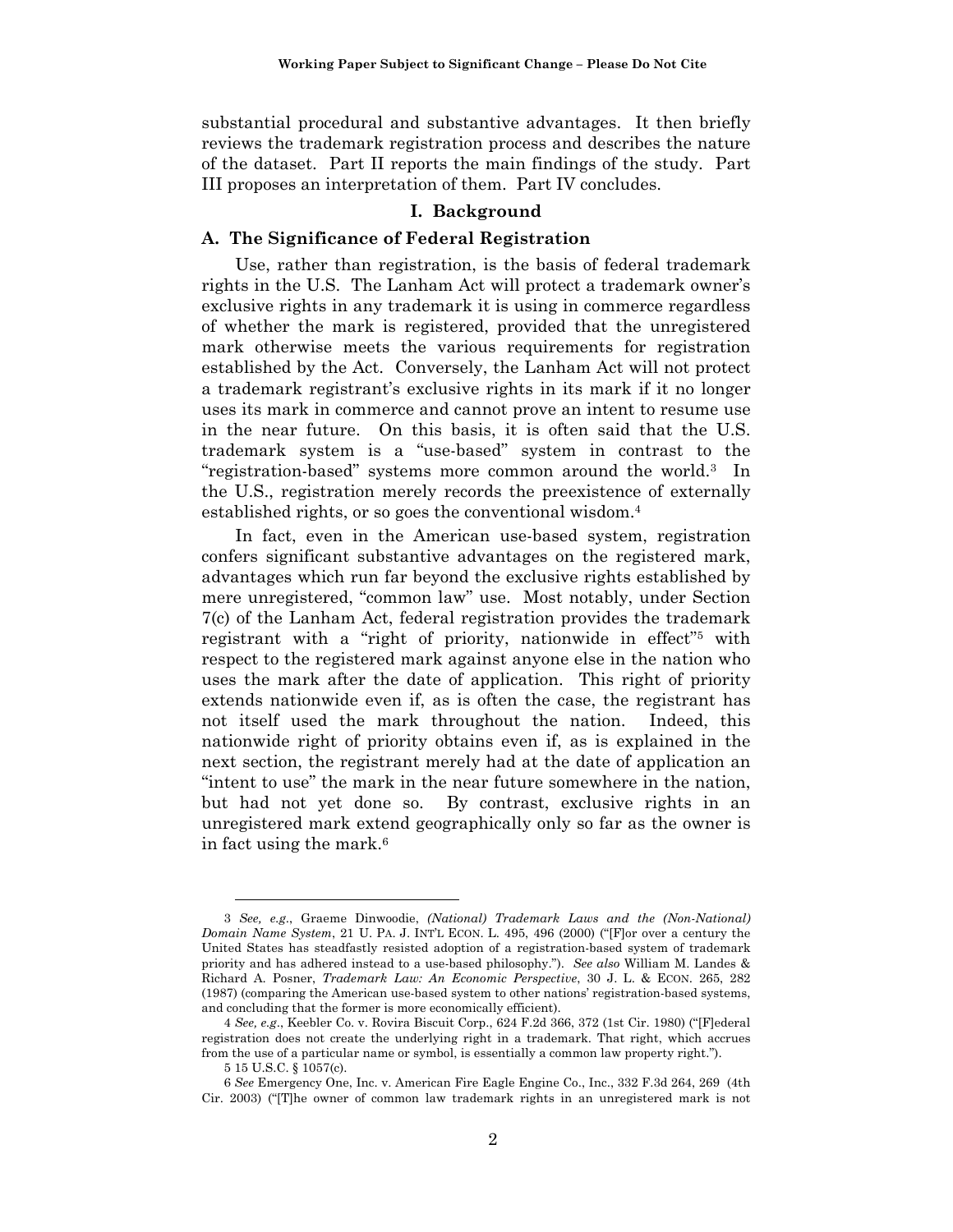substantial procedural and substantive advantages. It then briefly reviews the trademark registration process and describes the nature of the dataset. Part II reports the main findings of the study. Part III proposes an interpretation of them. Part IV concludes.

## I. Background

### A. The Significance of Federal Registration

Use, rather than registration, is the basis of federal trademark rights in the U.S. The Lanham Act will protect a trademark owner's exclusive rights in any trademark it is using in commerce regardless of whether the mark is registered, provided that the unregistered mark otherwise meets the various requirements for registration established by the Act. Conversely, the Lanham Act will not protect a trademark registrant's exclusive rights in its mark if it no longer uses its mark in commerce and cannot prove an intent to resume use in the near future. On this basis, it is often said that the U.S. trademark system is a "use-based" system in contrast to the "registration-based" systems more common around the world.[3] In the U.S., registration merely records the preexistence of externally established rights, or so goes the conventional wisdom.[4]

In fact, even in the American use-based system, registration confers significant substantive advantages on the registered mark, advantages which run far beyond the exclusive rights established by mere unregistered, "common law" use. Most notably, under Section 7(c) of the Lanham Act, federal registration provides the trademark registrant with a "right of priority, nationwide in effect"[5] with respect to the registered mark against anyone else in the nation who uses the mark after the date of application. This right of priority extends nationwide even if, as is often the case, the registrant has not itself used the mark throughout the nation. Indeed, this nationwide right of priority obtains even if, as is explained in the next section, the registrant merely had at the date of application an "intent to use" the mark in the near future somewhere in the nation, but had not yet done so. By contrast, exclusive rights in an unregistered mark extend geographically only so far as the owner is in fact using the mark.[6]

---

3 *See, e.g.*, Graeme Dinwoodie, *(National) Trademark Laws and the (Non-National) Domain Name System*, 21 U. PA. J. INT'L ECON. L. 495, 496 (2000) ("[F]or over a century the United States has steadfastly resisted adoption of a registration-based system of trademark priority and has adhered instead to a use-based philosophy."). *See also* William M. Landes & Richard A. Posner, *Trademark Law: An Economic Perspective*, 30 J. L. & ECON. 265, 282 (1987) (comparing the American use-based system to other nations' registration-based systems, and concluding that the former is more economically efficient).

4 *See, e.g.*, Keebler Co. v. Rovira Biscuit Corp., 624 F.2d 366, 372 (1st Cir. 1980) ("[F]ederal registration does not create the underlying right in a trademark. That right, which accrues from the use of a particular name or symbol, is essentially a common law property right.").

5 15 U.S.C. § 1057(c).

6 *See* Emergency One, Inc. v. American Fire Eagle Engine Co., Inc., 332 F.3d 264, 269 (4th Cir. 2003) ("[T]he owner of common law trademark rights in an unregistered mark is not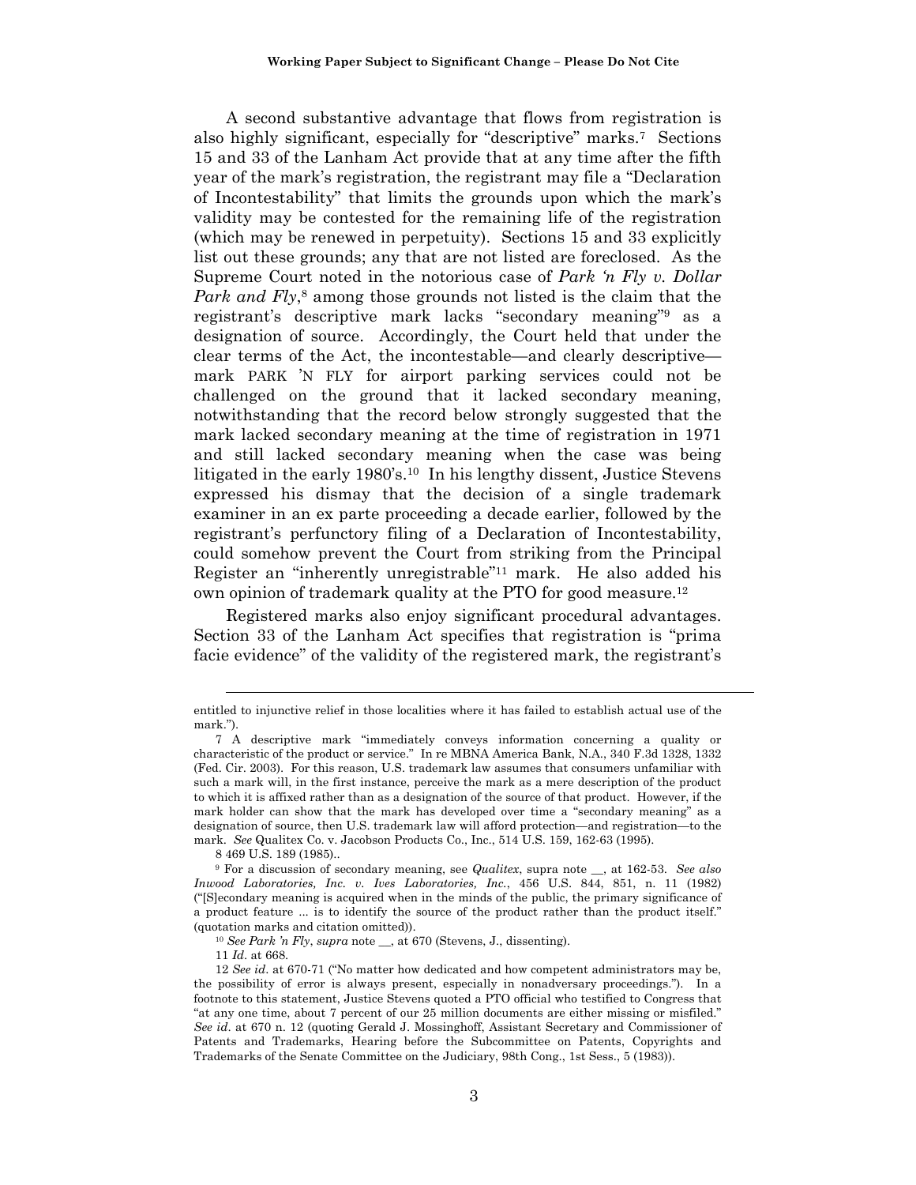A second substantive advantage that flows from registration is also highly significant, especially for "descriptive" marks.[7] Sections 15 and 33 of the Lanham Act provide that at any time after the fifth year of the mark's registration, the registrant may file a "Declaration of Incontestability" that limits the grounds upon which the mark's validity may be contested for the remaining life of the registration (which may be renewed in perpetuity). Sections 15 and 33 explicitly list out these grounds; any that are not listed are foreclosed. As the Supreme Court noted in the notorious case of *Park 'n Fly v. Dollar Park and Fly*,[8] among those grounds not listed is the claim that the registrant's descriptive mark lacks "secondary meaning"[9] as a designation of source. Accordingly, the Court held that under the clear terms of the Act, the incontestable—and clearly descriptive—mark PARK 'N FLY for airport parking services could not be challenged on the ground that it lacked secondary meaning, notwithstanding that the record below strongly suggested that the mark lacked secondary meaning at the time of registration in 1971 and still lacked secondary meaning when the case was being litigated in the early 1980's.[10] In his lengthy dissent, Justice Stevens expressed his dismay that the decision of a single trademark examiner in an ex parte proceeding a decade earlier, followed by the registrant's perfunctory filing of a Declaration of Incontestability, could somehow prevent the Court from striking from the Principal Register an "inherently unregistrable"[11] mark. He also added his own opinion of trademark quality at the PTO for good measure.[12]

Registered marks also enjoy significant procedural advantages. Section 33 of the Lanham Act specifies that registration is "prima facie evidence" of the validity of the registered mark, the registrant's

---

entitled to injunctive relief in those localities where it has failed to establish actual use of the mark.").

7 A descriptive mark "immediately conveys information concerning a quality or characteristic of the product or service." In re MBNA America Bank, N.A., 340 F.3d 1328, 1332 (Fed. Cir. 2003). For this reason, U.S. trademark law assumes that consumers unfamiliar with such a mark will, in the first instance, perceive the mark as a mere description of the product to which it is affixed rather than as a designation of the source of that product. However, if the mark holder can show that the mark has developed over time a "secondary meaning" as a designation of source, then U.S. trademark law will afford protection—and registration—to the mark. *See* Qualitex Co. v. Jacobson Products Co., Inc., 514 U.S. 159, 162-63 (1995).

8 469 U.S. 189 (1985)..

9 For a discussion of secondary meaning, see *Qualitex*, supra note __, at 162-53. *See also Inwood Laboratories, Inc. v. Ives Laboratories, Inc.*, 456 U.S. 844, 851, n. 11 (1982) ("[S]econdary meaning is acquired when in the minds of the public, the primary significance of a product feature ... is to identify the source of the product rather than the product itself." (quotation marks and citation omitted)).

10 *See Park 'n Fly*, *supra* note __, at 670 (Stevens, J., dissenting).

11 *Id.* at 668.

12 *See id.* at 670-71 ("No matter how dedicated and how competent administrators may be, the possibility of error is always present, especially in nonadversary proceedings."). In a footnote to this statement, Justice Stevens quoted a PTO official who testified to Congress that "at any one time, about 7 percent of our 25 million documents are either missing or misfiled." *See id.* at 670 n. 12 (quoting Gerald J. Mossinghoff, Assistant Secretary and Commissioner of Patents and Trademarks, Hearing before the Subcommittee on Patents, Copyrights and Trademarks of the Senate Committee on the Judiciary, 98th Cong., 1st Sess., 5 (1983)).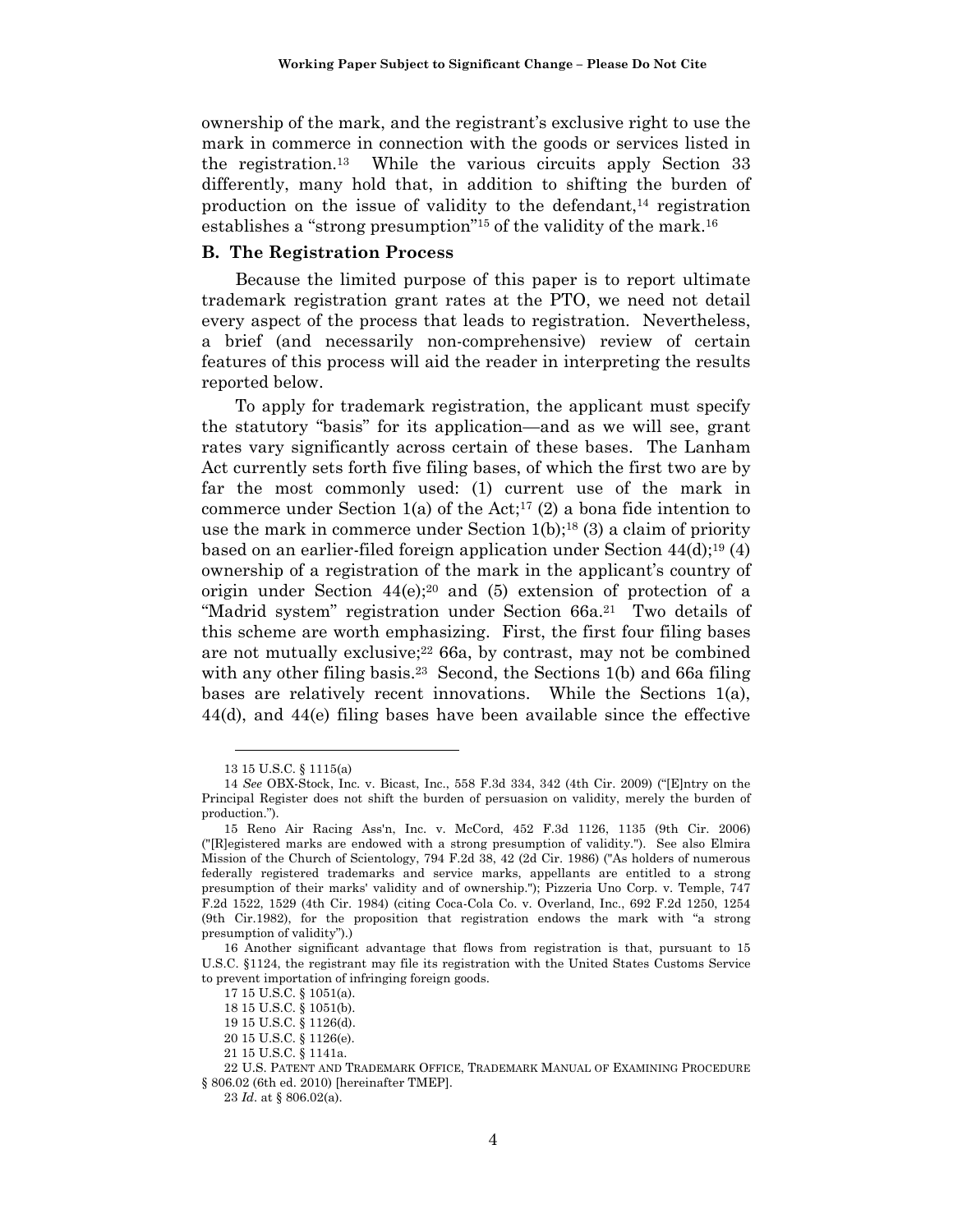ownership of the mark, and the registrant's exclusive right to use the mark in commerce in connection with the goods or services listed in the registration.[13] While the various circuits apply Section 33 differently, many hold that, in addition to shifting the burden of production on the issue of validity to the defendant,[14] registration establishes a "strong presumption"[15] of the validity of the mark.[16]

### B. The Registration Process

Because the limited purpose of this paper is to report ultimate trademark registration grant rates at the PTO, we need not detail every aspect of the process that leads to registration. Nevertheless, a brief (and necessarily non-comprehensive) review of certain features of this process will aid the reader in interpreting the results reported below.

To apply for trademark registration, the applicant must specify the statutory "basis" for its application—and as we will see, grant rates vary significantly across certain of these bases. The Lanham Act currently sets forth five filing bases, of which the first two are by far the most commonly used: (1) current use of the mark in commerce under Section 1(a) of the Act;[17] (2) a bona fide intention to use the mark in commerce under Section 1(b);[18] (3) a claim of priority based on an earlier-filed foreign application under Section 44(d);[19] (4) ownership of a registration of the mark in the applicant's country of origin under Section 44(e);[20] and (5) extension of protection of a "Madrid system" registration under Section 66a.[21] Two details of this scheme are worth emphasizing. First, the first four filing bases are not mutually exclusive;[22] 66a, by contrast, may not be combined with any other filing basis.[23] Second, the Sections 1(b) and 66a filing bases are relatively recent innovations. While the Sections 1(a), 44(d), and 44(e) filing bases have been available since the effective

---

13 15 U.S.C. § 1115(a)

14 *See* OBX-Stock, Inc. v. Bicast, Inc., 558 F.3d 334, 342 (4th Cir. 2009) ("[E]ntry on the Principal Register does not shift the burden of persuasion on validity, merely the burden of production.").

15 Reno Air Racing Ass'n, Inc. v. McCord, 452 F.3d 1126, 1135 (9th Cir. 2006) ("[R]egistered marks are endowed with a strong presumption of validity."). See also Elmira Mission of the Church of Scientology, 794 F.2d 38, 42 (2d Cir. 1986) ("As holders of numerous federally registered trademarks and service marks, appellants are entitled to a strong presumption of their marks' validity and of ownership."); Pizzeria Uno Corp. v. Temple, 747 F.2d 1522, 1529 (4th Cir. 1984) (citing Coca-Cola Co. v. Overland, Inc., 692 F.2d 1250, 1254 (9th Cir.1982), for the proposition that registration endows the mark with "a strong presumption of validity").)

16 Another significant advantage that flows from registration is that, pursuant to 15 U.S.C. §1124, the registrant may file its registration with the United States Customs Service to prevent importation of infringing foreign goods.

17 15 U.S.C. § 1051(a).

18 15 U.S.C. § 1051(b).

19 15 U.S.C. § 1126(d).

20 15 U.S.C. § 1126(e).

21 15 U.S.C. § 1141a.

22 U.S. PATENT AND TRADEMARK OFFICE, TRADEMARK MANUAL OF EXAMINING PROCEDURE § 806.02 (6th ed. 2010) [hereinafter TMEP].

23 *Id.* at § 806.02(a).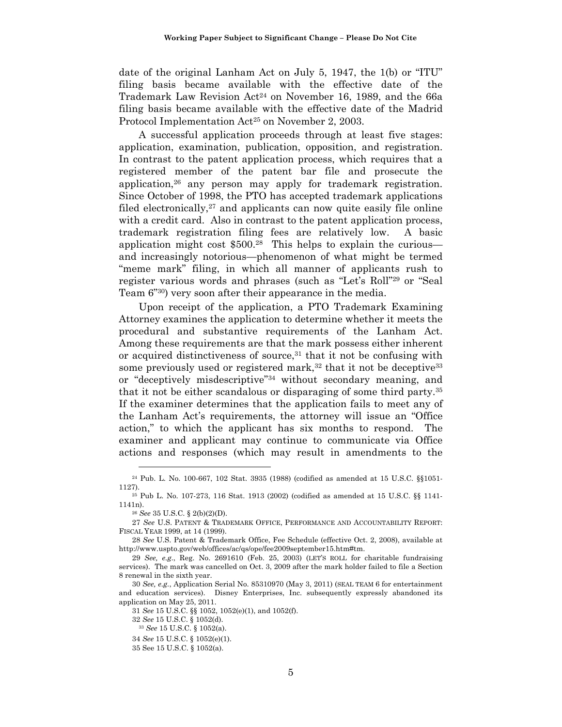date of the original Lanham Act on July 5, 1947, the 1(b) or "ITU" filing basis became available with the effective date of the Trademark Law Revision Act[24] on November 16, 1989, and the 66a filing basis became available with the effective date of the Madrid Protocol Implementation Act[25] on November 2, 2003.

A successful application proceeds through at least five stages: application, examination, publication, opposition, and registration. In contrast to the patent application process, which requires that a registered member of the patent bar file and prosecute the application,[26] any person may apply for trademark registration. Since October of 1998, the PTO has accepted trademark applications filed electronically,[27] and applicants can now quite easily file online with a credit card. Also in contrast to the patent application process, trademark registration filing fees are relatively low. A basic application might cost $500.[28] This helps to explain the curious—and increasingly notorious—phenomenon of what might be termed "meme mark" filing, in which all manner of applicants rush to register various words and phrases (such as "Let's Roll"[29] or "Seal Team 6"[30]) very soon after their appearance in the media.

Upon receipt of the application, a PTO Trademark Examining Attorney examines the application to determine whether it meets the procedural and substantive requirements of the Lanham Act. Among these requirements are that the mark possess either inherent or acquired distinctiveness of source,[31] that it not be confusing with some previously used or registered mark,[32] that it not be deceptive[33] or "deceptively misdescriptive"[34] without secondary meaning, and that it not be either scandalous or disparaging of some third party.[35] If the examiner determines that the application fails to meet any of the Lanham Act's requirements, the attorney will issue an "Office action," to which the applicant has six months to respond. The examiner and applicant may continue to communicate via Office actions and responses (which may result in amendments to the

---

[24] Pub. L. No. 100-667, 102 Stat. 3935 (1988) (codified as amended at 15 U.S.C. §§1051-1127).

[25] Pub L. No. 107-273, 116 Stat. 1913 (2002) (codified as amended at 15 U.S.C. §§ 1141-1141n).

[26] *See* 35 U.S.C. § 2(b)(2)(D).

[27] *See* U.S. PATENT & TRADEMARK OFFICE, PERFORMANCE AND ACCOUNTABILITY REPORT: FISCAL YEAR 1999, at 14 (1999).

[28] *See* U.S. Patent & Trademark Office, Fee Schedule (effective Oct. 2, 2008), available at http://www.uspto.gov/web/offices/ac/qs/ope/fee2009september15.htm#tm.

[29] *See, e.g.*, Reg. No. 2691610 (Feb. 25, 2003) (LET'S ROLL for charitable fundraising services). The mark was cancelled on Oct. 3, 2009 after the mark holder failed to file a Section 8 renewal in the sixth year.

[30] *See, e.g.*, Application Serial No. 85310970 (May 3, 2011) (SEAL TEAM 6 for entertainment and education services). Disney Enterprises, Inc. subsequently expressly abandoned its application on May 25, 2011.

[31] *See* 15 U.S.C. §§ 1052, 1052(e)(1), and 1052(f).

[32] *See* 15 U.S.C. § 1052(d).

[33] *See* 15 U.S.C. § 1052(a).

[34] *See* 15 U.S.C. § 1052(e)(1).

[35] See 15 U.S.C. § 1052(a).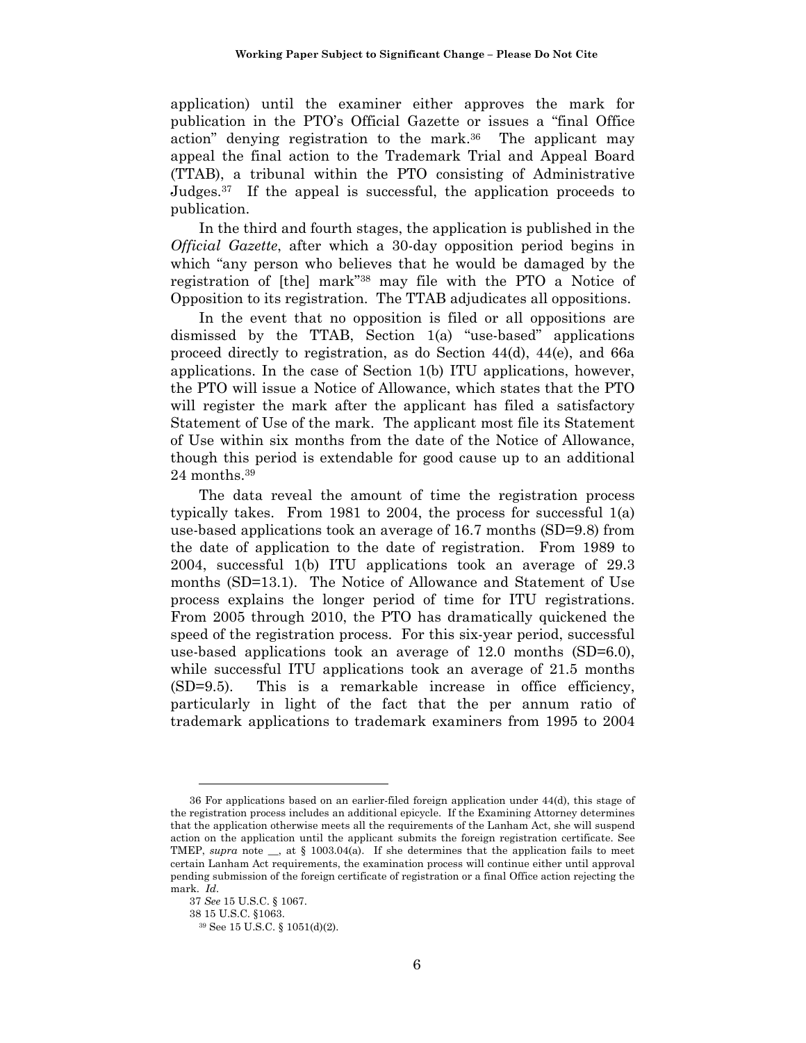application) until the examiner either approves the mark for publication in the PTO's Official Gazette or issues a "final Office action" denying registration to the mark.[36] The applicant may appeal the final action to the Trademark Trial and Appeal Board (TTAB), a tribunal within the PTO consisting of Administrative Judges.[37] If the appeal is successful, the application proceeds to publication.

In the third and fourth stages, the application is published in the *Official Gazette*, after which a 30-day opposition period begins in which "any person who believes that he would be damaged by the registration of [the] mark"[38] may file with the PTO a Notice of Opposition to its registration. The TTAB adjudicates all oppositions.

In the event that no opposition is filed or all oppositions are dismissed by the TTAB, Section 1(a) "use-based" applications proceed directly to registration, as do Section 44(d), 44(e), and 66a applications. In the case of Section 1(b) ITU applications, however, the PTO will issue a Notice of Allowance, which states that the PTO will register the mark after the applicant has filed a satisfactory Statement of Use of the mark. The applicant most file its Statement of Use within six months from the date of the Notice of Allowance, though this period is extendable for good cause up to an additional 24 months.[39]

The data reveal the amount of time the registration process typically takes. From 1981 to 2004, the process for successful 1(a) use-based applications took an average of 16.7 months (SD=9.8) from the date of application to the date of registration. From 1989 to 2004, successful 1(b) ITU applications took an average of 29.3 months (SD=13.1). The Notice of Allowance and Statement of Use process explains the longer period of time for ITU registrations. From 2005 through 2010, the PTO has dramatically quickened the speed of the registration process. For this six-year period, successful use-based applications took an average of 12.0 months (SD=6.0), while successful ITU applications took an average of 21.5 months (SD=9.5). This is a remarkable increase in office efficiency, particularly in light of the fact that the per annum ratio of trademark applications to trademark examiners from 1995 to 2004

---

36 For applications based on an earlier-filed foreign application under 44(d), this stage of the registration process includes an additional epicycle. If the Examining Attorney determines that the application otherwise meets all the requirements of the Lanham Act, she will suspend action on the application until the applicant submits the foreign registration certificate. See TMEP, *supra* note __, at § 1003.04(a). If she determines that the application fails to meet certain Lanham Act requirements, the examination process will continue either until approval pending submission of the foreign certificate of registration or a final Office action rejecting the mark. *Id.*

37 *See* 15 U.S.C. § 1067.

38 15 U.S.C. §1063.

39 See 15 U.S.C. § 1051(d)(2).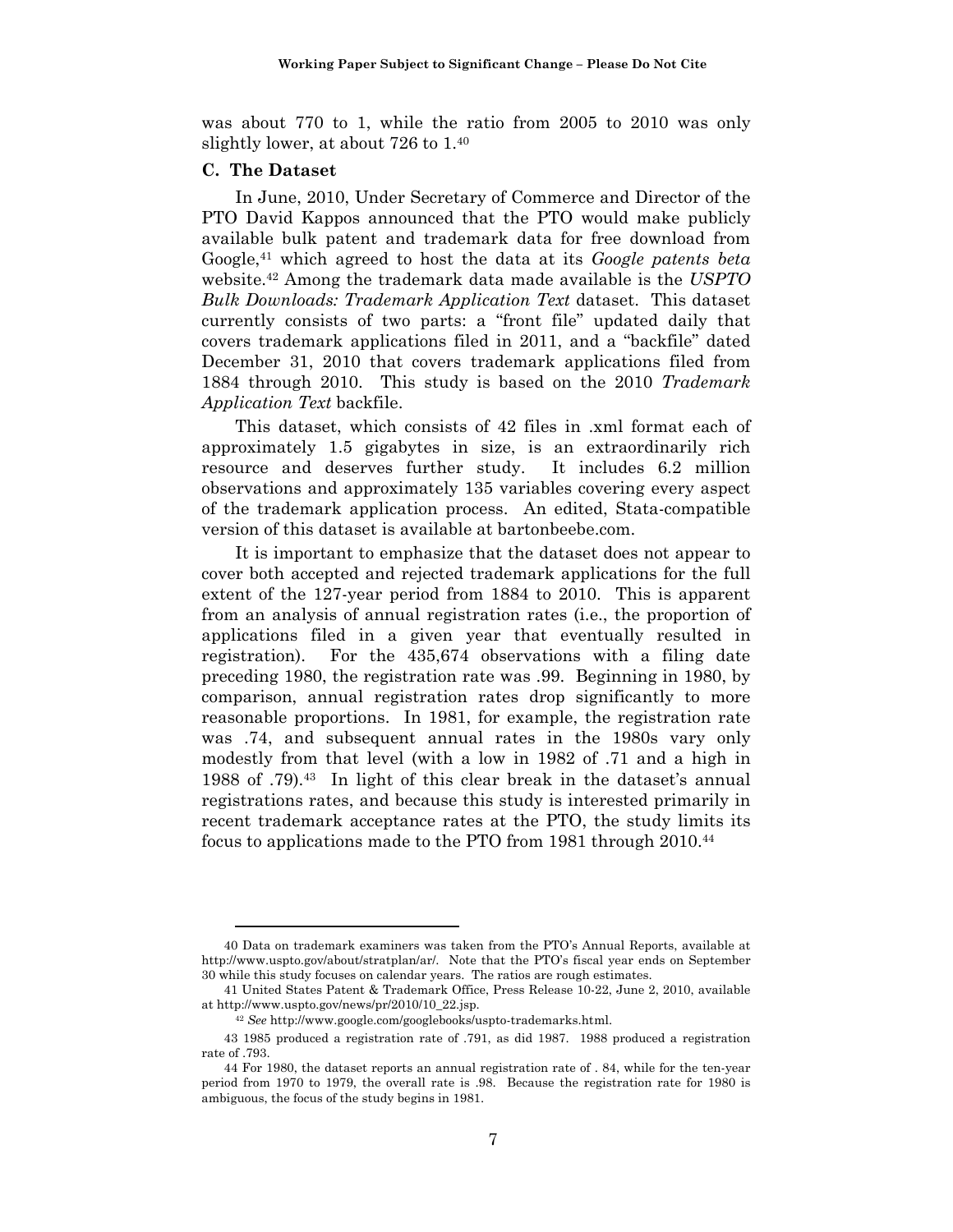was about 770 to 1, while the ratio from 2005 to 2010 was only slightly lower, at about 726 to 1.[40]

### C. The Dataset

In June, 2010, Under Secretary of Commerce and Director of the PTO David Kappos announced that the PTO would make publicly available bulk patent and trademark data for free download from Google,[41] which agreed to host the data at its *Google patents beta* website.[42] Among the trademark data made available is the *USPTO Bulk Downloads: Trademark Application Text* dataset. This dataset currently consists of two parts: a "front file" updated daily that covers trademark applications filed in 2011, and a "backfile" dated December 31, 2010 that covers trademark applications filed from 1884 through 2010. This study is based on the 2010 *Trademark Application Text* backfile.

This dataset, which consists of 42 files in .xml format each of approximately 1.5 gigabytes in size, is an extraordinarily rich resource and deserves further study. It includes 6.2 million observations and approximately 135 variables covering every aspect of the trademark application process. An edited, Stata-compatible version of this dataset is available at bartonbeebe.com.

It is important to emphasize that the dataset does not appear to cover both accepted and rejected trademark applications for the full extent of the 127-year period from 1884 to 2010. This is apparent from an analysis of annual registration rates (i.e., the proportion of applications filed in a given year that eventually resulted in registration). For the 435,674 observations with a filing date preceding 1980, the registration rate was .99. Beginning in 1980, by comparison, annual registration rates drop significantly to more reasonable proportions. In 1981, for example, the registration rate was .74, and subsequent annual rates in the 1980s vary only modestly from that level (with a low in 1982 of .71 and a high in 1988 of .79).[43] In light of this clear break in the dataset's annual registrations rates, and because this study is interested primarily in recent trademark acceptance rates at the PTO, the study limits its focus to applications made to the PTO from 1981 through 2010.[44]

---

40 Data on trademark examiners was taken from the PTO's Annual Reports, available at http://www.uspto.gov/about/stratplan/ar/. Note that the PTO's fiscal year ends on September 30 while this study focuses on calendar years. The ratios are rough estimates.

41 United States Patent & Trademark Office, Press Release 10-22, June 2, 2010, available at http://www.uspto.gov/news/pr/2010/10_22.jsp.

42 *See* http://www.google.com/googlebooks/uspto-trademarks.html.

43 1985 produced a registration rate of .791, as did 1987. 1988 produced a registration rate of .793.

44 For 1980, the dataset reports an annual registration rate of . 84, while for the ten-year period from 1970 to 1979, the overall rate is .98. Because the registration rate for 1980 is ambiguous, the focus of the study begins in 1981.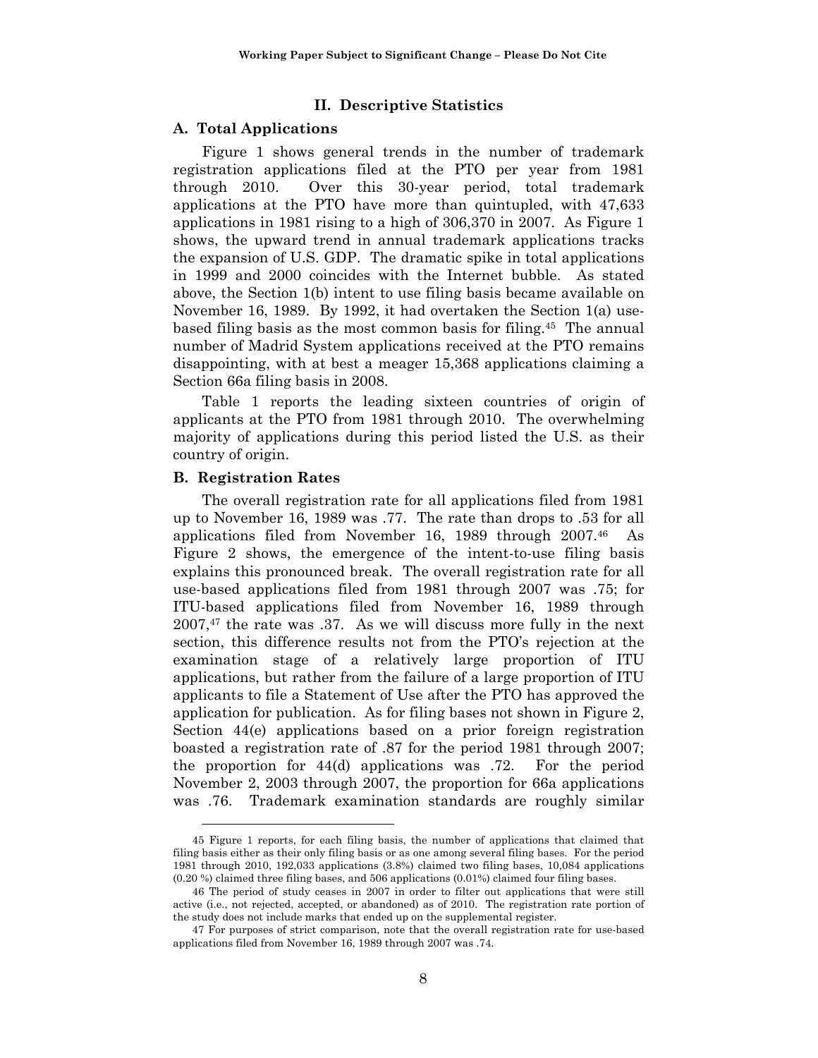## II. Descriptive Statistics

### A. Total Applications

Figure 1 shows general trends in the number of trademark registration applications filed at the PTO per year from 1981 through 2010. Over this 30-year period, total trademark applications at the PTO have more than quintupled, with 47,633 applications in 1981 rising to a high of 306,370 in 2007. As Figure 1 shows, the upward trend in annual trademark applications tracks the expansion of U.S. GDP. The dramatic spike in total applications in 1999 and 2000 coincides with the Internet bubble. As stated above, the Section 1(b) intent to use filing basis became available on November 16, 1989. By 1992, it had overtaken the Section 1(a) use-based filing basis as the most common basis for filing.[45] The annual number of Madrid System applications received at the PTO remains disappointing, with at best a meager 15,368 applications claiming a Section 66a filing basis in 2008.

Table 1 reports the leading sixteen countries of origin of applicants at the PTO from 1981 through 2010. The overwhelming majority of applications during this period listed the U.S. as their country of origin.

### B. Registration Rates

The overall registration rate for all applications filed from 1981 up to November 16, 1989 was .77. The rate than drops to .53 for all applications filed from November 16, 1989 through 2007.[46] As Figure 2 shows, the emergence of the intent-to-use filing basis explains this pronounced break. The overall registration rate for all use-based applications filed from 1981 through 2007 was .75; for ITU-based applications filed from November 16, 1989 through 2007,[47] the rate was .37. As we will discuss more fully in the next section, this difference results not from the PTO's rejection at the examination stage of a relatively large proportion of ITU applications, but rather from the failure of a large proportion of ITU applicants to file a Statement of Use after the PTO has approved the application for publication. As for filing bases not shown in Figure 2, Section 44(e) applications based on a prior foreign registration boasted a registration rate of .87 for the period 1981 through 2007; the proportion for 44(d) applications was .72. For the period November 2, 2003 through 2007, the proportion for 66a applications was .76. Trademark examination standards are roughly similar

---

45 Figure 1 reports, for each filing basis, the number of applications that claimed that filing basis either as their only filing basis or as one among several filing bases. For the period 1981 through 2010, 192,033 applications (3.8%) claimed two filing bases, 10,084 applications (0.20 %) claimed three filing bases, and 506 applications (0.01%) claimed four filing bases.

46 The period of study ceases in 2007 in order to filter out applications that were still active (i.e., not rejected, accepted, or abandoned) as of 2010. The registration rate portion of the study does not include marks that ended up on the supplemental register.

47 For purposes of strict comparison, note that the overall registration rate for use-based applications filed from November 16, 1989 through 2007 was .74.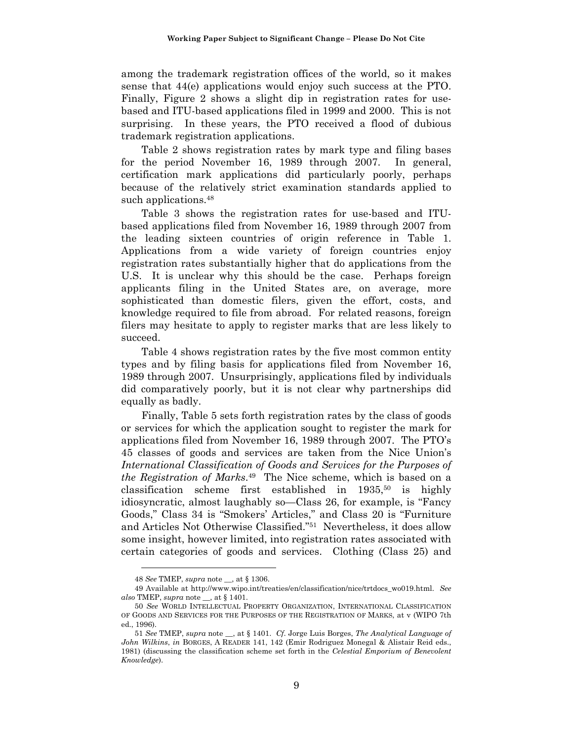among the trademark registration offices of the world, so it makes sense that 44(e) applications would enjoy such success at the PTO. Finally, Figure 2 shows a slight dip in registration rates for use-based and ITU-based applications filed in 1999 and 2000. This is not surprising. In these years, the PTO received a flood of dubious trademark registration applications.

Table 2 shows registration rates by mark type and filing bases for the period November 16, 1989 through 2007. In general, certification mark applications did particularly poorly, perhaps because of the relatively strict examination standards applied to such applications.[48]

Table 3 shows the registration rates for use-based and ITU-based applications filed from November 16, 1989 through 2007 from the leading sixteen countries of origin reference in Table 1. Applications from a wide variety of foreign countries enjoy registration rates substantially higher that do applications from the U.S. It is unclear why this should be the case. Perhaps foreign applicants filing in the United States are, on average, more sophisticated than domestic filers, given the effort, costs, and knowledge required to file from abroad. For related reasons, foreign filers may hesitate to apply to register marks that are less likely to succeed.

Table 4 shows registration rates by the five most common entity types and by filing basis for applications filed from November 16, 1989 through 2007. Unsurprisingly, applications filed by individuals did comparatively poorly, but it is not clear why partnerships did equally as badly.

Finally, Table 5 sets forth registration rates by the class of goods or services for which the application sought to register the mark for applications filed from November 16, 1989 through 2007. The PTO's 45 classes of goods and services are taken from the Nice Union's *International Classification of Goods and Services for the Purposes of the Registration of Marks*.[49] The Nice scheme, which is based on a classification scheme first established in 1935,[50] is highly idiosyncratic, almost laughably so—Class 26, for example, is "Fancy Goods," Class 34 is "Smokers' Articles," and Class 20 is "Furniture and Articles Not Otherwise Classified."[51] Nevertheless, it does allow some insight, however limited, into registration rates associated with certain categories of goods and services. Clothing (Class 25) and

---

48 *See* TMEP, *supra* note __, at § 1306.

49 Available at http://www.wipo.int/treaties/en/classification/nice/trtdocs_wo019.html. *See also* TMEP, *supra* note __, at § 1401.

50 *See* WORLD INTELLECTUAL PROPERTY ORGANIZATION, INTERNATIONAL CLASSIFICATION OF GOODS AND SERVICES FOR THE PURPOSES OF THE REGISTRATION OF MARKS, at v (WIPO 7th ed., 1996).

51 *See* TMEP, *supra* note __, at § 1401. *Cf.* Jorge Luis Borges, *The Analytical Language of John Wilkins*, *in* BORGES, A READER 141, 142 (Emir Rodriguez Monegal & Alistair Reid eds., 1981) (discussing the classification scheme set forth in the *Celestial Emporium of Benevolent Knowledge*).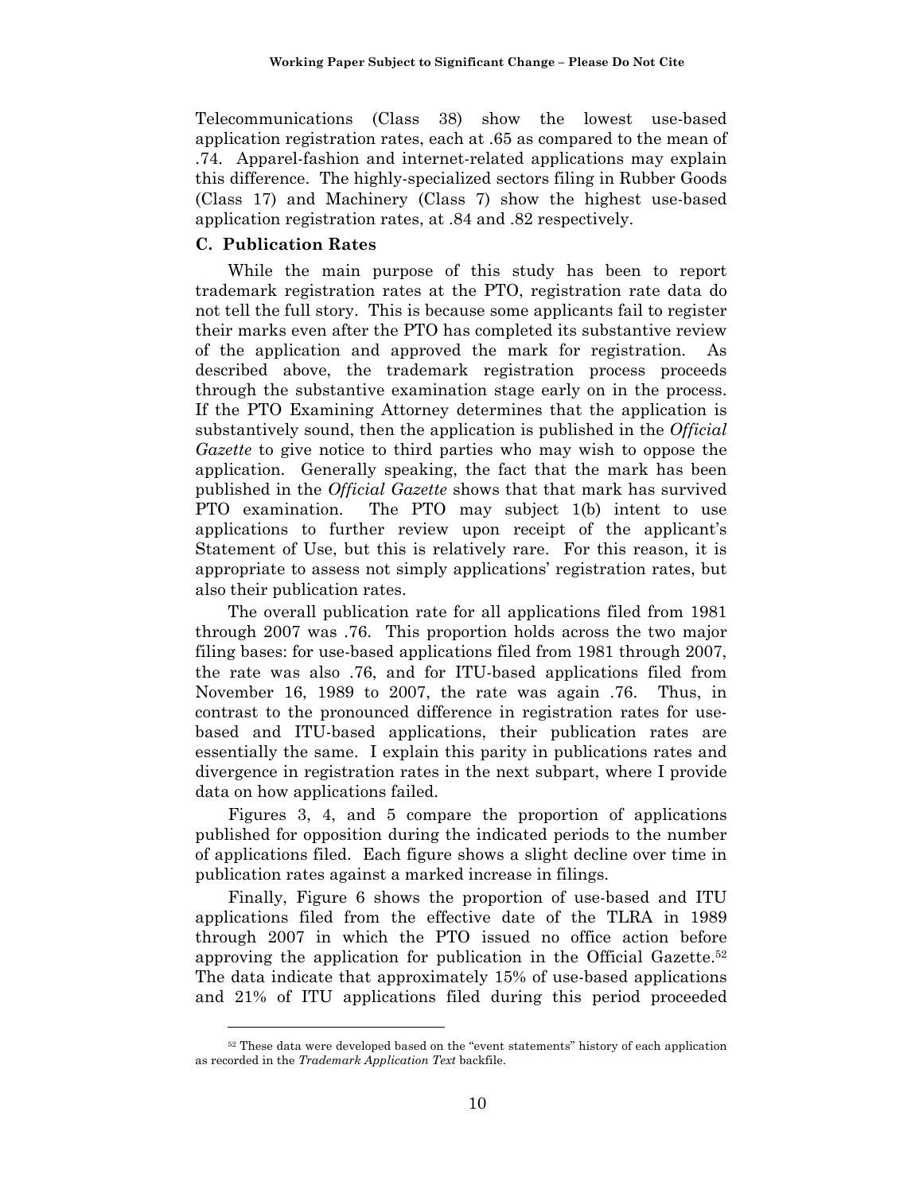Telecommunications (Class 38) show the lowest use-based application registration rates, each at .65 as compared to the mean of .74. Apparel-fashion and internet-related applications may explain this difference. The highly-specialized sectors filing in Rubber Goods (Class 17) and Machinery (Class 7) show the highest use-based application registration rates, at .84 and .82 respectively.

### C. Publication Rates

While the main purpose of this study has been to report trademark registration rates at the PTO, registration rate data do not tell the full story. This is because some applicants fail to register their marks even after the PTO has completed its substantive review of the application and approved the mark for registration. As described above, the trademark registration process proceeds through the substantive examination stage early on in the process. If the PTO Examining Attorney determines that the application is substantively sound, then the application is published in the *Official Gazette* to give notice to third parties who may wish to oppose the application. Generally speaking, the fact that the mark has been published in the *Official Gazette* shows that that mark has survived PTO examination. The PTO may subject 1(b) intent to use applications to further review upon receipt of the applicant's Statement of Use, but this is relatively rare. For this reason, it is appropriate to assess not simply applications' registration rates, but also their publication rates.

The overall publication rate for all applications filed from 1981 through 2007 was .76. This proportion holds across the two major filing bases: for use-based applications filed from 1981 through 2007, the rate was also .76, and for ITU-based applications filed from November 16, 1989 to 2007, the rate was again .76. Thus, in contrast to the pronounced difference in registration rates for use-based and ITU-based applications, their publication rates are essentially the same. I explain this parity in publications rates and divergence in registration rates in the next subpart, where I provide data on how applications failed.

Figures 3, 4, and 5 compare the proportion of applications published for opposition during the indicated periods to the number of applications filed. Each figure shows a slight decline over time in publication rates against a marked increase in filings.

Finally, Figure 6 shows the proportion of use-based and ITU applications filed from the effective date of the TLRA in 1989 through 2007 in which the PTO issued no office action before approving the application for publication in the Official Gazette.[52] The data indicate that approximately 15% of use-based applications and 21% of ITU applications filed during this period proceeded

[52] These data were developed based on the "event statements" history of each application as recorded in the *Trademark Application Text* backfile.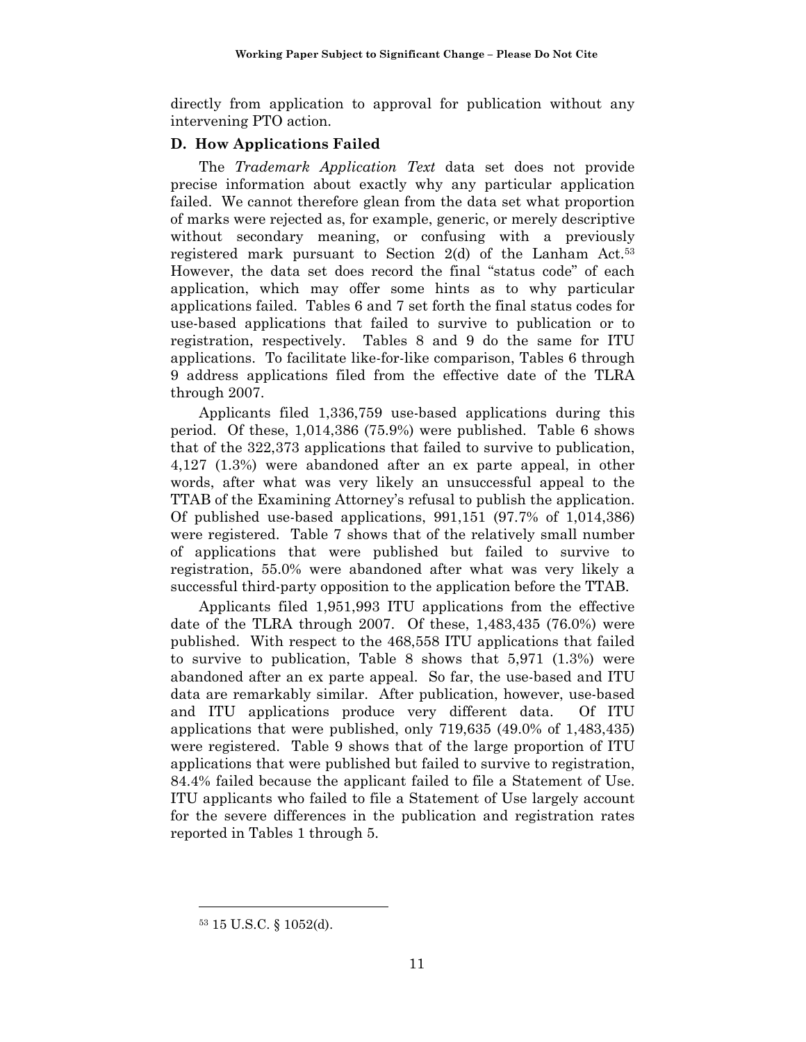directly from application to approval for publication without any intervening PTO action.

## D. How Applications Failed

The *Trademark Application Text* data set does not provide precise information about exactly why any particular application failed. We cannot therefore glean from the data set what proportion of marks were rejected as, for example, generic, or merely descriptive without secondary meaning, or confusing with a previously registered mark pursuant to Section 2(d) of the Lanham Act.[53] However, the data set does record the final "status code" of each application, which may offer some hints as to why particular applications failed. Tables 6 and 7 set forth the final status codes for use-based applications that failed to survive to publication or to registration, respectively. Tables 8 and 9 do the same for ITU applications. To facilitate like-for-like comparison, Tables 6 through 9 address applications filed from the effective date of the TLRA through 2007.

Applicants filed 1,336,759 use-based applications during this period. Of these, 1,014,386 (75.9%) were published. Table 6 shows that of the 322,373 applications that failed to survive to publication, 4,127 (1.3%) were abandoned after an ex parte appeal, in other words, after what was very likely an unsuccessful appeal to the TTAB of the Examining Attorney's refusal to publish the application. Of published use-based applications, 991,151 (97.7% of 1,014,386) were registered. Table 7 shows that of the relatively small number of applications that were published but failed to survive to registration, 55.0% were abandoned after what was very likely a successful third-party opposition to the application before the TTAB.

Applicants filed 1,951,993 ITU applications from the effective date of the TLRA through 2007. Of these, 1,483,435 (76.0%) were published. With respect to the 468,558 ITU applications that failed to survive to publication, Table 8 shows that 5,971 (1.3%) were abandoned after an ex parte appeal. So far, the use-based and ITU data are remarkably similar. After publication, however, use-based and ITU applications produce very different data. Of ITU applications that were published, only 719,635 (49.0% of 1,483,435) were registered. Table 9 shows that of the large proportion of ITU applications that were published but failed to survive to registration, 84.4% failed because the applicant failed to file a Statement of Use. ITU applicants who failed to file a Statement of Use largely account for the severe differences in the publication and registration rates reported in Tables 1 through 5.

[53] 15 U.S.C. § 1052(d).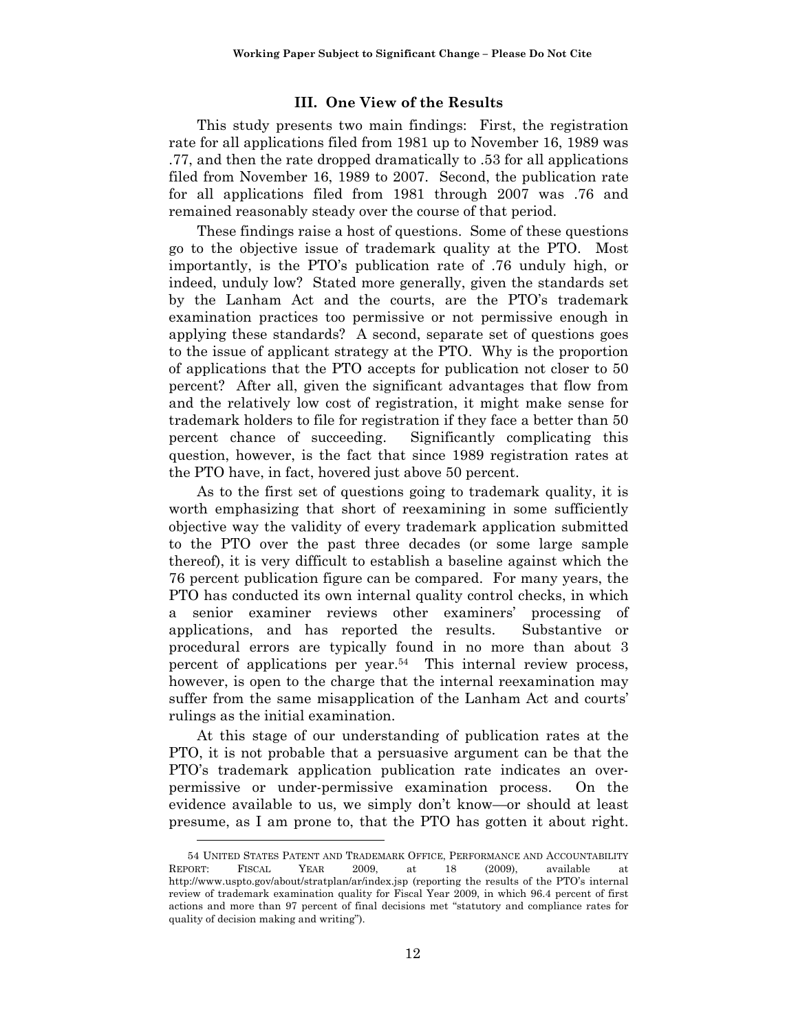## III. One View of the Results

This study presents two main findings: First, the registration rate for all applications filed from 1981 up to November 16, 1989 was .77, and then the rate dropped dramatically to .53 for all applications filed from November 16, 1989 to 2007. Second, the publication rate for all applications filed from 1981 through 2007 was .76 and remained reasonably steady over the course of that period.

These findings raise a host of questions. Some of these questions go to the objective issue of trademark quality at the PTO. Most importantly, is the PTO's publication rate of .76 unduly high, or indeed, unduly low? Stated more generally, given the standards set by the Lanham Act and the courts, are the PTO's trademark examination practices too permissive or not permissive enough in applying these standards? A second, separate set of questions goes to the issue of applicant strategy at the PTO. Why is the proportion of applications that the PTO accepts for publication not closer to 50 percent? After all, given the significant advantages that flow from and the relatively low cost of registration, it might make sense for trademark holders to file for registration if they face a better than 50 percent chance of succeeding. Significantly complicating this question, however, is the fact that since 1989 registration rates at the PTO have, in fact, hovered just above 50 percent.

As to the first set of questions going to trademark quality, it is worth emphasizing that short of reexamining in some sufficiently objective way the validity of every trademark application submitted to the PTO over the past three decades (or some large sample thereof), it is very difficult to establish a baseline against which the 76 percent publication figure can be compared. For many years, the PTO has conducted its own internal quality control checks, in which a senior examiner reviews other examiners' processing of applications, and has reported the results. Substantive or procedural errors are typically found in no more than about 3 percent of applications per year.[54] This internal review process, however, is open to the charge that the internal reexamination may suffer from the same misapplication of the Lanham Act and courts' rulings as the initial examination.

At this stage of our understanding of publication rates at the PTO, it is not probable that a persuasive argument can be that the PTO's trademark application publication rate indicates an over-permissive or under-permissive examination process. On the evidence available to us, we simply don't know—or should at least presume, as I am prone to, that the PTO has gotten it about right.

---

54 UNITED STATES PATENT AND TRADEMARK OFFICE, PERFORMANCE AND ACCOUNTABILITY REPORT: FISCAL YEAR 2009, at 18 (2009), available at http://www.uspto.gov/about/stratplan/ar/index.jsp (reporting the results of the PTO's internal review of trademark examination quality for Fiscal Year 2009, in which 96.4 percent of first actions and more than 97 percent of final decisions met "statutory and compliance rates for quality of decision making and writing").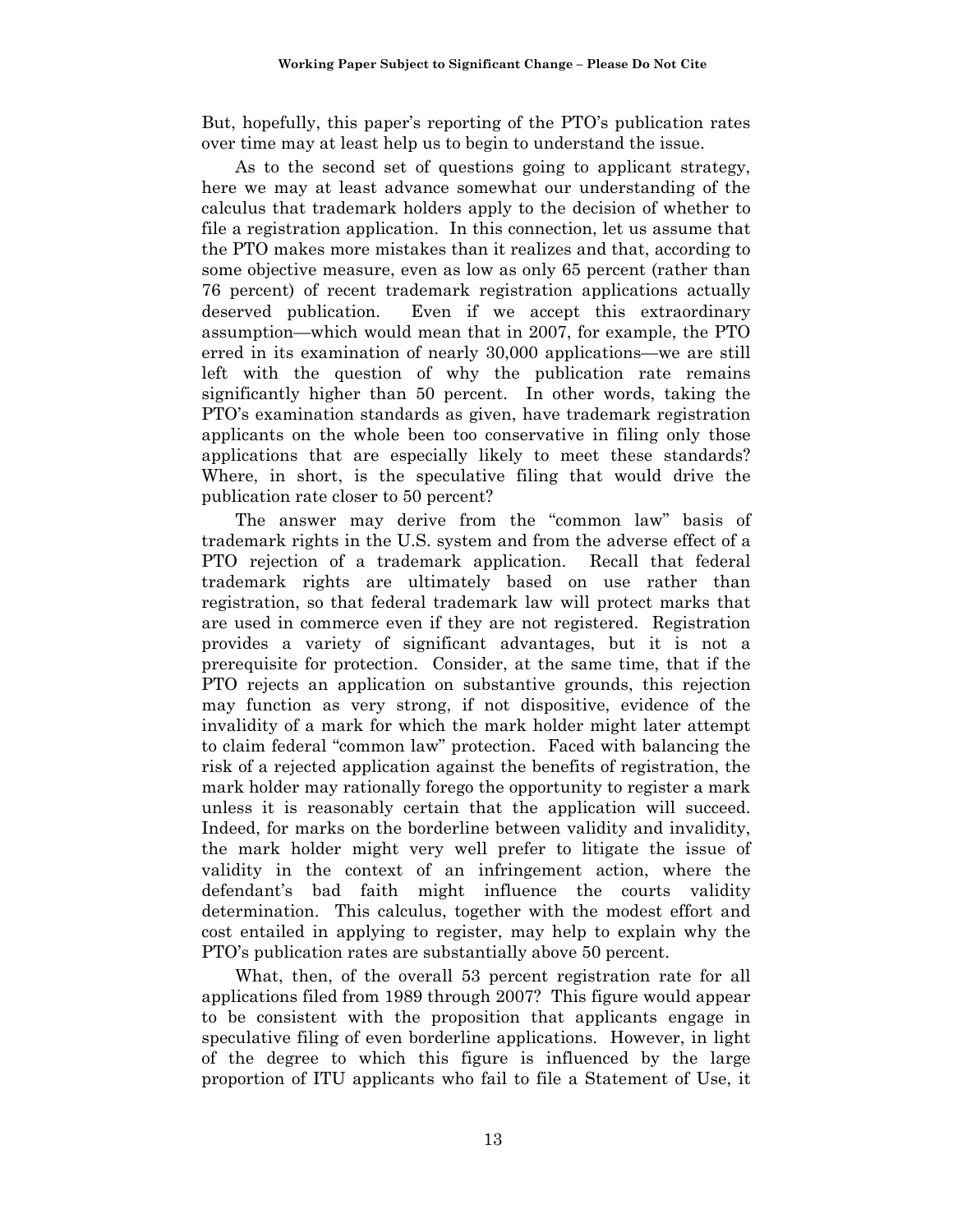But, hopefully, this paper's reporting of the PTO's publication rates over time may at least help us to begin to understand the issue.

As to the second set of questions going to applicant strategy, here we may at least advance somewhat our understanding of the calculus that trademark holders apply to the decision of whether to file a registration application. In this connection, let us assume that the PTO makes more mistakes than it realizes and that, according to some objective measure, even as low as only 65 percent (rather than 76 percent) of recent trademark registration applications actually deserved publication. Even if we accept this extraordinary assumption—which would mean that in 2007, for example, the PTO erred in its examination of nearly 30,000 applications—we are still left with the question of why the publication rate remains significantly higher than 50 percent. In other words, taking the PTO's examination standards as given, have trademark registration applicants on the whole been too conservative in filing only those applications that are especially likely to meet these standards? Where, in short, is the speculative filing that would drive the publication rate closer to 50 percent?

The answer may derive from the "common law" basis of trademark rights in the U.S. system and from the adverse effect of a PTO rejection of a trademark application. Recall that federal trademark rights are ultimately based on use rather than registration, so that federal trademark law will protect marks that are used in commerce even if they are not registered. Registration provides a variety of significant advantages, but it is not a prerequisite for protection. Consider, at the same time, that if the PTO rejects an application on substantive grounds, this rejection may function as very strong, if not dispositive, evidence of the invalidity of a mark for which the mark holder might later attempt to claim federal "common law" protection. Faced with balancing the risk of a rejected application against the benefits of registration, the mark holder may rationally forego the opportunity to register a mark unless it is reasonably certain that the application will succeed. Indeed, for marks on the borderline between validity and invalidity, the mark holder might very well prefer to litigate the issue of validity in the context of an infringement action, where the defendant's bad faith might influence the courts validity determination. This calculus, together with the modest effort and cost entailed in applying to register, may help to explain why the PTO's publication rates are substantially above 50 percent.

What, then, of the overall 53 percent registration rate for all applications filed from 1989 through 2007? This figure would appear to be consistent with the proposition that applicants engage in speculative filing of even borderline applications. However, in light of the degree to which this figure is influenced by the large proportion of ITU applicants who fail to file a Statement of Use, it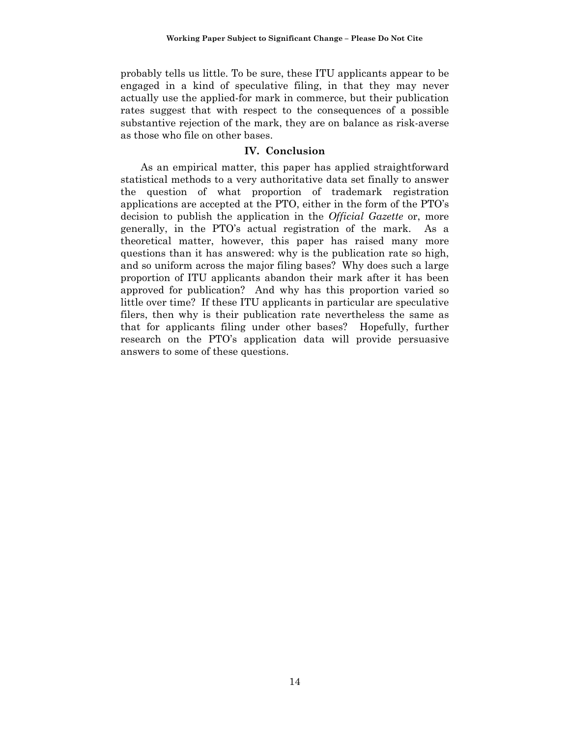probably tells us little. To be sure, these ITU applicants appear to be engaged in a kind of speculative filing, in that they may never actually use the applied-for mark in commerce, but their publication rates suggest that with respect to the consequences of a possible substantive rejection of the mark, they are on balance as risk-averse as those who file on other bases.

## IV. Conclusion

As an empirical matter, this paper has applied straightforward statistical methods to a very authoritative data set finally to answer the question of what proportion of trademark registration applications are accepted at the PTO, either in the form of the PTO's decision to publish the application in the *Official Gazette* or, more generally, in the PTO's actual registration of the mark. As a theoretical matter, however, this paper has raised many more questions than it has answered: why is the publication rate so high, and so uniform across the major filing bases? Why does such a large proportion of ITU applicants abandon their mark after it has been approved for publication? And why has this proportion varied so little over time? If these ITU applicants in particular are speculative filers, then why is their publication rate nevertheless the same as that for applicants filing under other bases? Hopefully, further research on the PTO's application data will provide persuasive answers to some of these questions.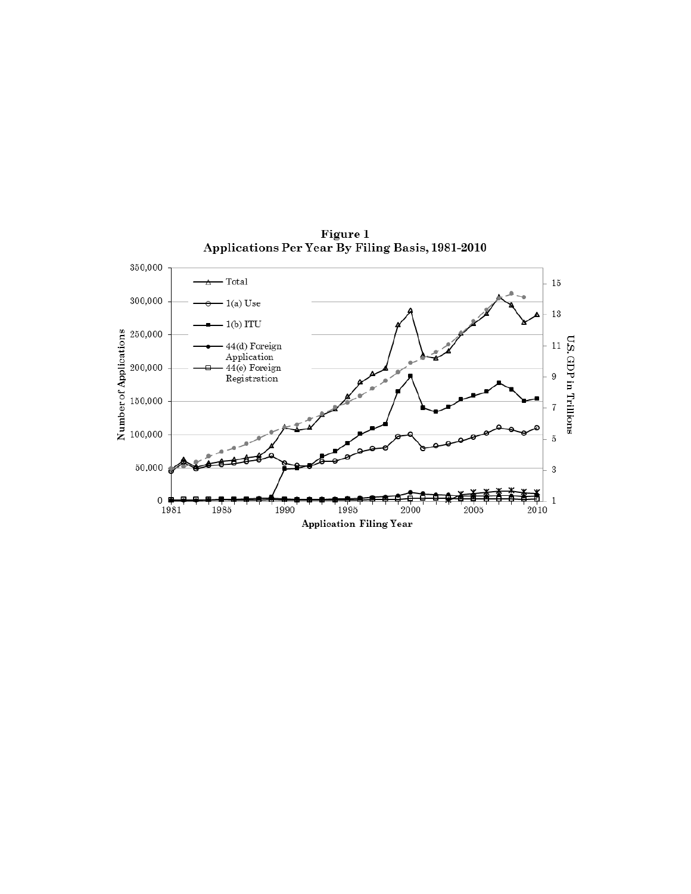**Figure 1**
**Applications Per Year By Filing Basis, 1981-2010**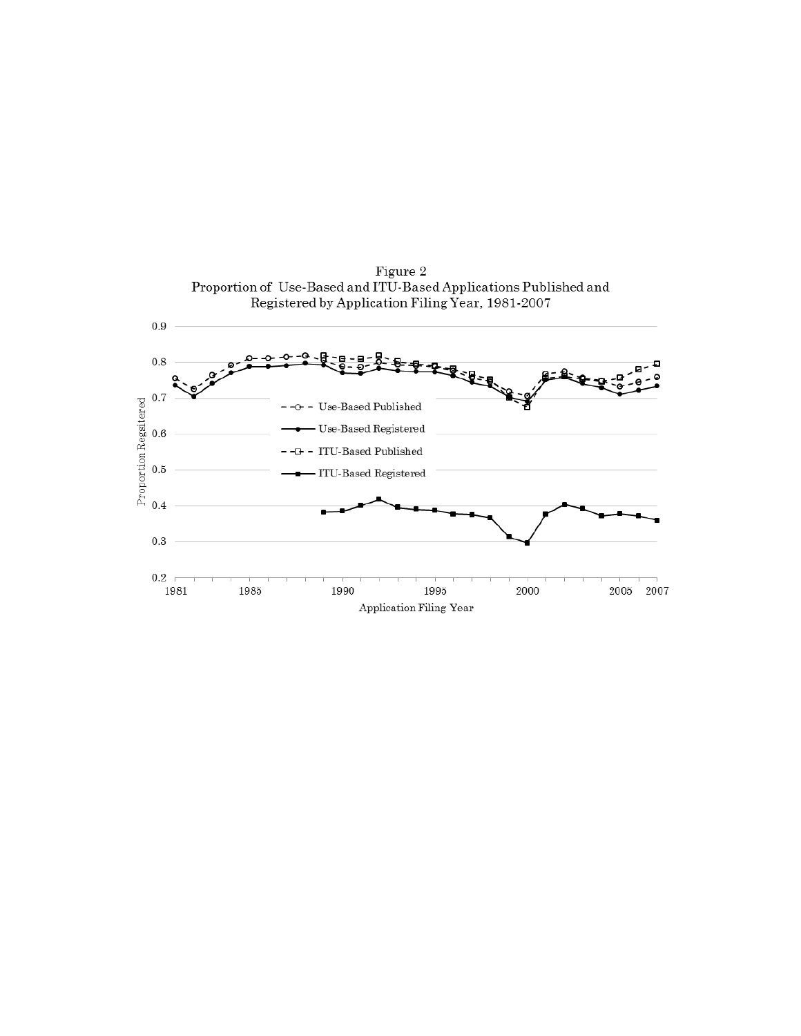Figure 2
Proportion of Use-Based and ITU-Based Applications Published and Registered by Application Filing Year, 1981-2007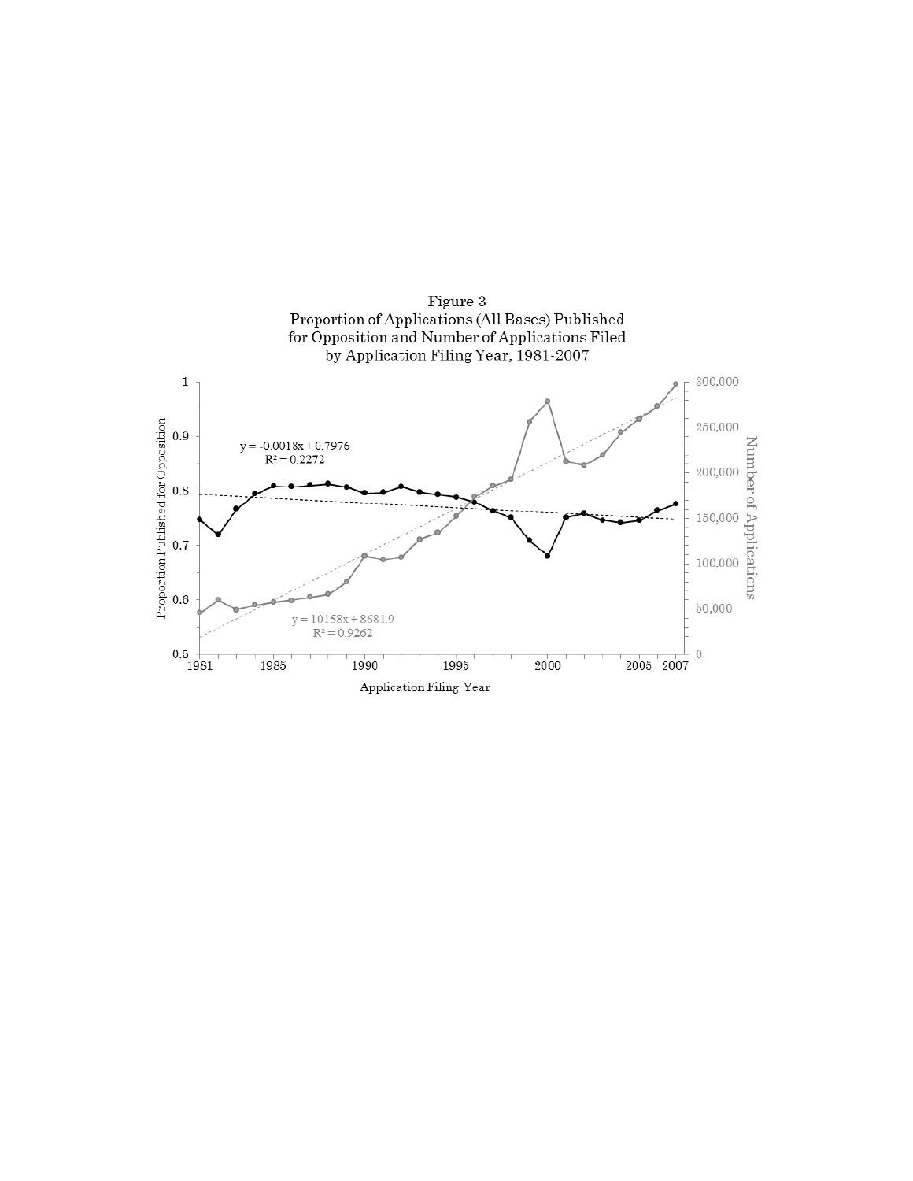Figure 3
Proportion of Applications (All Bases) Published for Opposition and Number of Applications Filed by Application Filing Year, 1981-2007

$y = -0.0018x + 0.7976$
$R^2 = 0.2272$

$y = 10158x + 8681.9$
$R^2 = 0.9262$

Proportion Published for Opposition

Number of Applications

Application Filing Year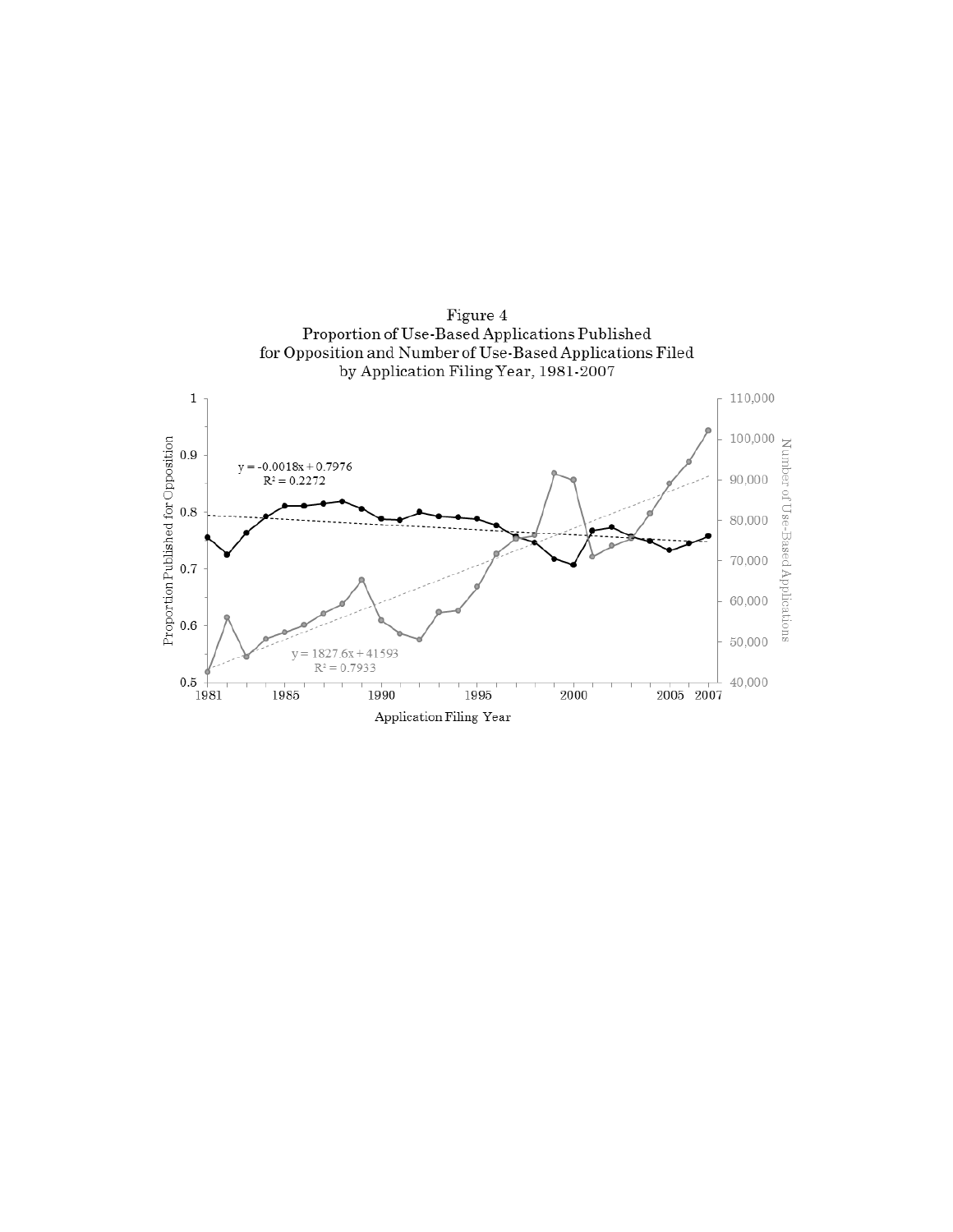Figure 4
Proportion of Use-Based Applications Published
for Opposition and Number of Use-Based Applications Filed
by Application Filing Year, 1981-2007

$y = -0.0018x + 0.7976$
$R^2 = 0.2272$

$y = 1827.6x + 41593$
$R^2 = 0.7933$

Proportion Published for Opposition

Number of Use-Based Applications

Application Filing Year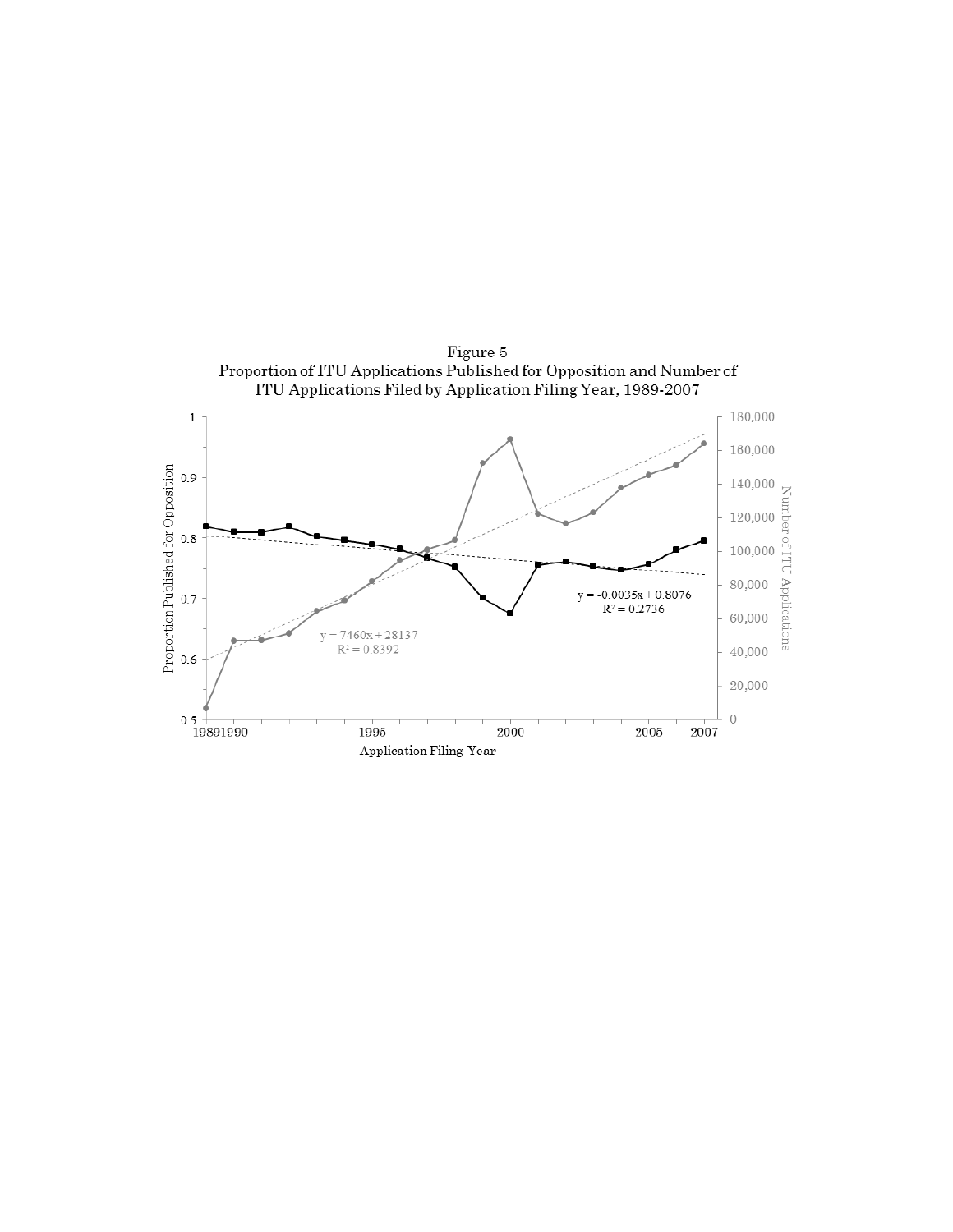Figure 5
Proportion of ITU Applications Published for Opposition and Number of ITU Applications Filed by Application Filing Year, 1989-2007

$y = -0.0035x + 0.8076$
$R^2 = 0.2736$

$y = 7460x + 28137$
$R^2 = 0.8392$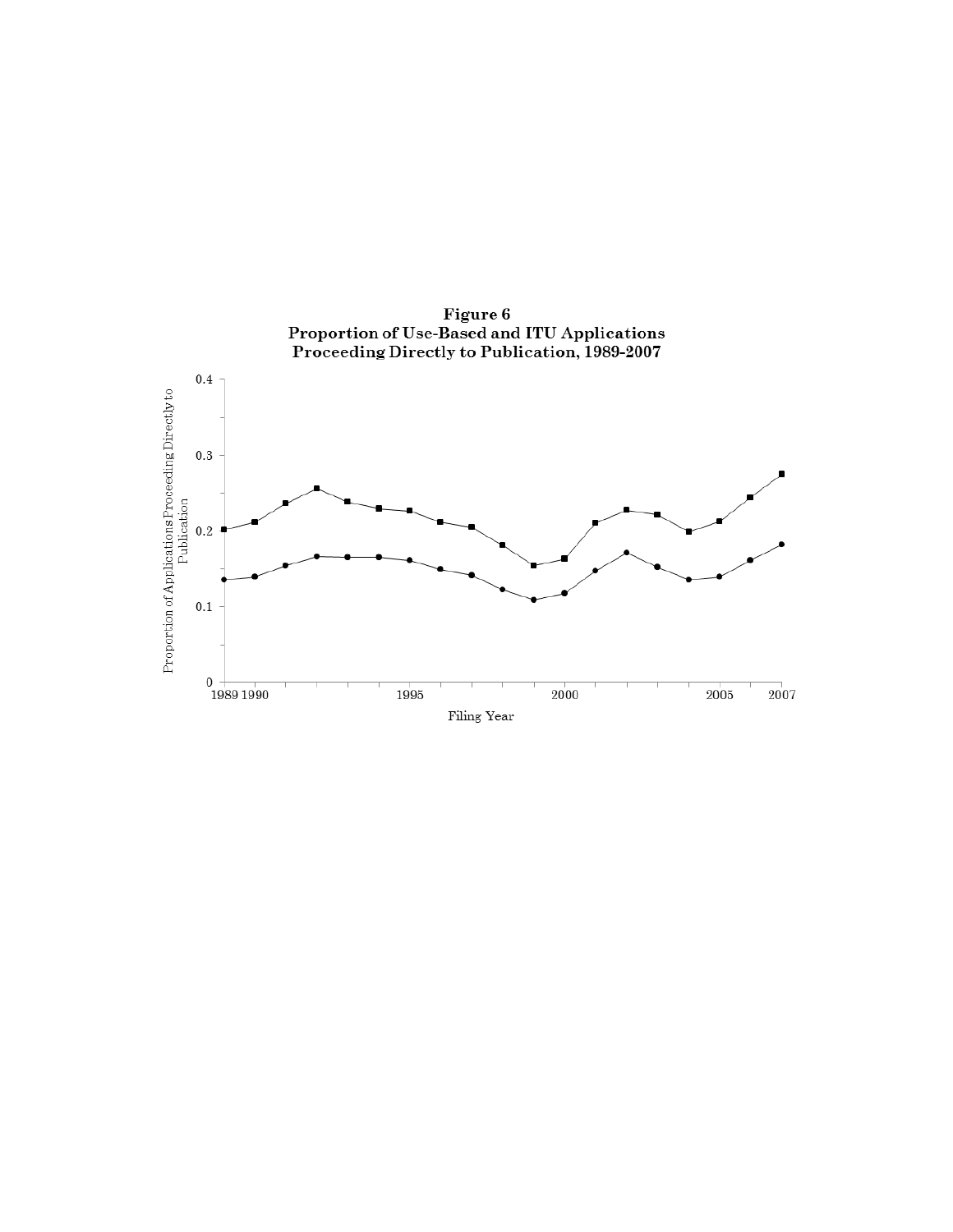**Figure 6**
**Proportion of Use-Based and ITU Applications Proceeding Directly to Publication, 1989-2007**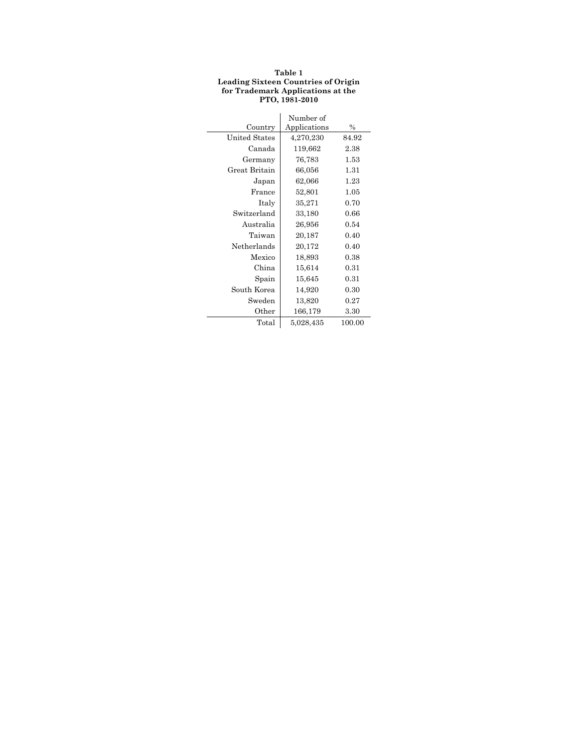**Table 1**
**Leading Sixteen Countries of Origin for Trademark Applications at the PTO, 1981-2010**

| Country | Number of Applications | % |
|---|---|---|
| United States | 4,270,230 | 84.92 |
| Canada | 119,662 | 2.38 |
| Germany | 76,783 | 1.53 |
| Great Britain | 66,056 | 1.31 |
| Japan | 62,066 | 1.23 |
| France | 52,801 | 1.05 |
| Italy | 35,271 | 0.70 |
| Switzerland | 33,180 | 0.66 |
| Australia | 26,956 | 0.54 |
| Taiwan | 20,187 | 0.40 |
| Netherlands | 20,172 | 0.40 |
| Mexico | 18,893 | 0.38 |
| China | 15,614 | 0.31 |
| Spain | 15,645 | 0.31 |
| South Korea | 14,920 | 0.30 |
| Sweden | 13,820 | 0.27 |
| Other | 166,179 | 3.30 |
| Total | 5,028,435 | 100.00 |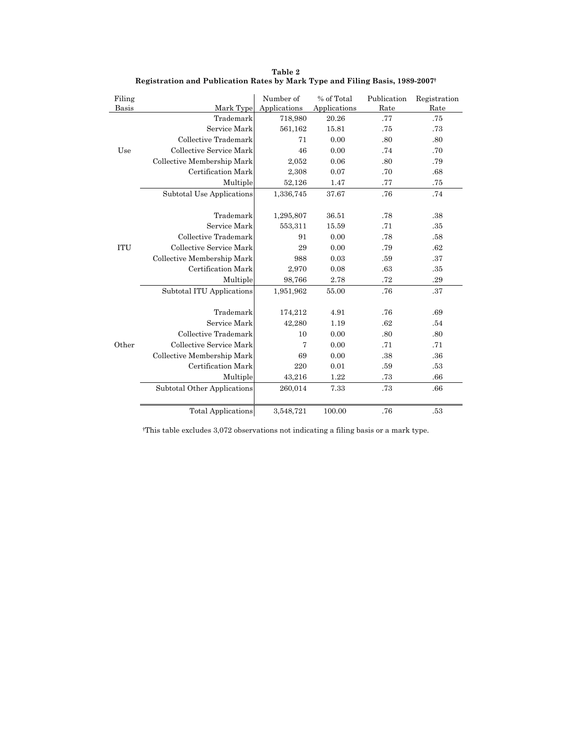**Table 2**
**Registration and Publication Rates by Mark Type and Filing Basis, 1989-2007†**

| Filing Basis | Mark Type | Number of Applications | % of Total Applications | Publication Rate | Registration Rate |
|---|---|---|---|---|---|
| Use | Trademark | 718,980 | 20.26 | .77 | .75 |
| | Service Mark | 561,162 | 15.81 | .75 | .73 |
| | Collective Trademark | 71 | 0.00 | .80 | .80 |
| | Collective Service Mark | 46 | 0.00 | .74 | .70 |
| | Collective Membership Mark | 2,052 | 0.06 | .80 | .79 |
| | Certification Mark | 2,308 | 0.07 | .70 | .68 |
| | Multiple | 52,126 | 1.47 | .77 | .75 |
| | Subtotal Use Applications | 1,336,745 | 37.67 | .76 | .74 |
| ITU | Trademark | 1,295,807 | 36.51 | .78 | .38 |
| | Service Mark | 553,311 | 15.59 | .71 | .35 |
| | Collective Trademark | 91 | 0.00 | .78 | .58 |
| | Collective Service Mark | 29 | 0.00 | .79 | .62 |
| | Collective Membership Mark | 988 | 0.03 | .59 | .37 |
| | Certification Mark | 2,970 | 0.08 | .63 | .35 |
| | Multiple | 98,766 | 2.78 | .72 | .29 |
| | Subtotal ITU Applications | 1,951,962 | 55.00 | .76 | .37 |
| Other | Trademark | 174,212 | 4.91 | .76 | .69 |
| | Service Mark | 42,280 | 1.19 | .62 | .54 |
| | Collective Trademark | 10 | 0.00 | .80 | .80 |
| | Collective Service Mark | 7 | 0.00 | .71 | .71 |
| | Collective Membership Mark | 69 | 0.00 | .38 | .36 |
| | Certification Mark | 220 | 0.01 | .59 | .53 |
| | Multiple | 43,216 | 1.22 | .73 | .66 |
| | Subtotal Other Applications | 260,014 | 7.33 | .73 | .66 |
| | Total Applications | 3,548,721 | 100.00 | .76 | .53 |

†This table excludes 3,072 observations not indicating a filing basis or a mark type.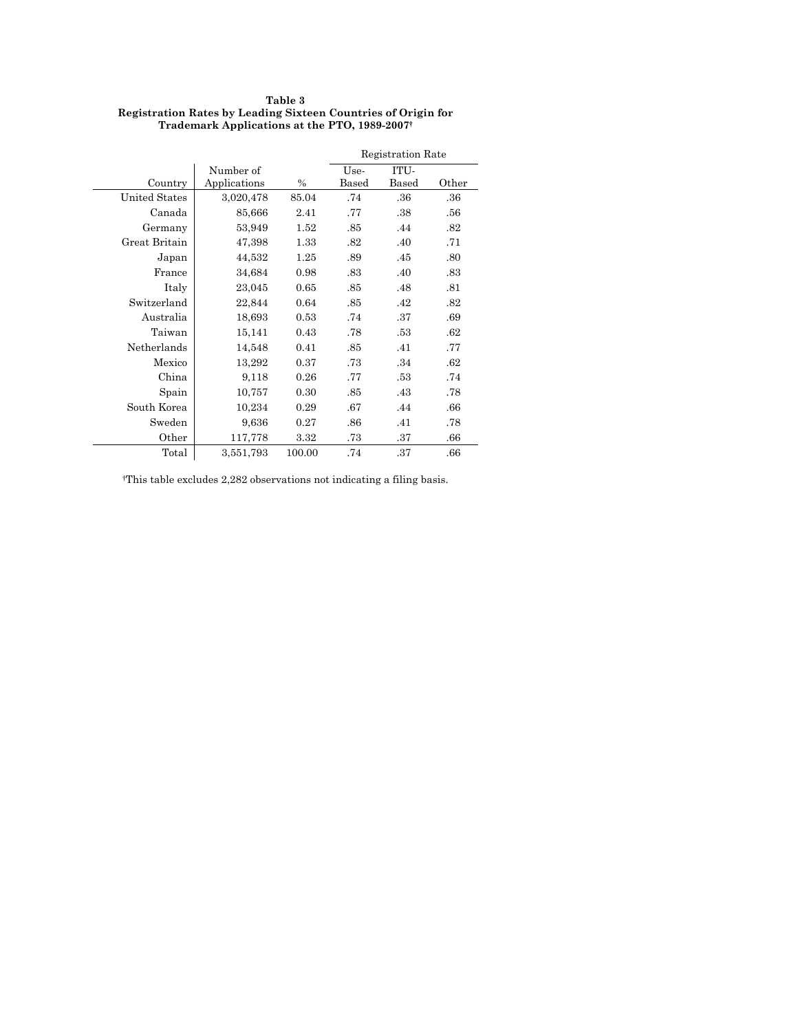**Table 3**
**Registration Rates by Leading Sixteen Countries of Origin for Trademark Applications at the PTO, 1989-2007†**

| Country | Number of Applications | % | Registration Rate | | |
|---|---|---|---|---|---|
| | | | Use-Based | ITU-Based | Other |
| United States | 3,020,478 | 85.04 | .74 | .36 | .36 |
| Canada | 85,666 | 2.41 | .77 | .38 | .56 |
| Germany | 53,949 | 1.52 | .85 | .44 | .82 |
| Great Britain | 47,398 | 1.33 | .82 | .40 | .71 |
| Japan | 44,532 | 1.25 | .89 | .45 | .80 |
| France | 34,684 | 0.98 | .83 | .40 | .83 |
| Italy | 23,045 | 0.65 | .85 | .48 | .81 |
| Switzerland | 22,844 | 0.64 | .85 | .42 | .82 |
| Australia | 18,693 | 0.53 | .74 | .37 | .69 |
| Taiwan | 15,141 | 0.43 | .78 | .53 | .62 |
| Netherlands | 14,548 | 0.41 | .85 | .41 | .77 |
| Mexico | 13,292 | 0.37 | .73 | .34 | .62 |
| China | 9,118 | 0.26 | .77 | .53 | .74 |
| Spain | 10,757 | 0.30 | .85 | .43 | .78 |
| South Korea | 10,234 | 0.29 | .67 | .44 | .66 |
| Sweden | 9,636 | 0.27 | .86 | .41 | .78 |
| Other | 117,778 | 3.32 | .73 | .37 | .66 |
| Total | 3,551,793 | 100.00 | .74 | .37 | .66 |

†This table excludes 2,282 observations not indicating a filing basis.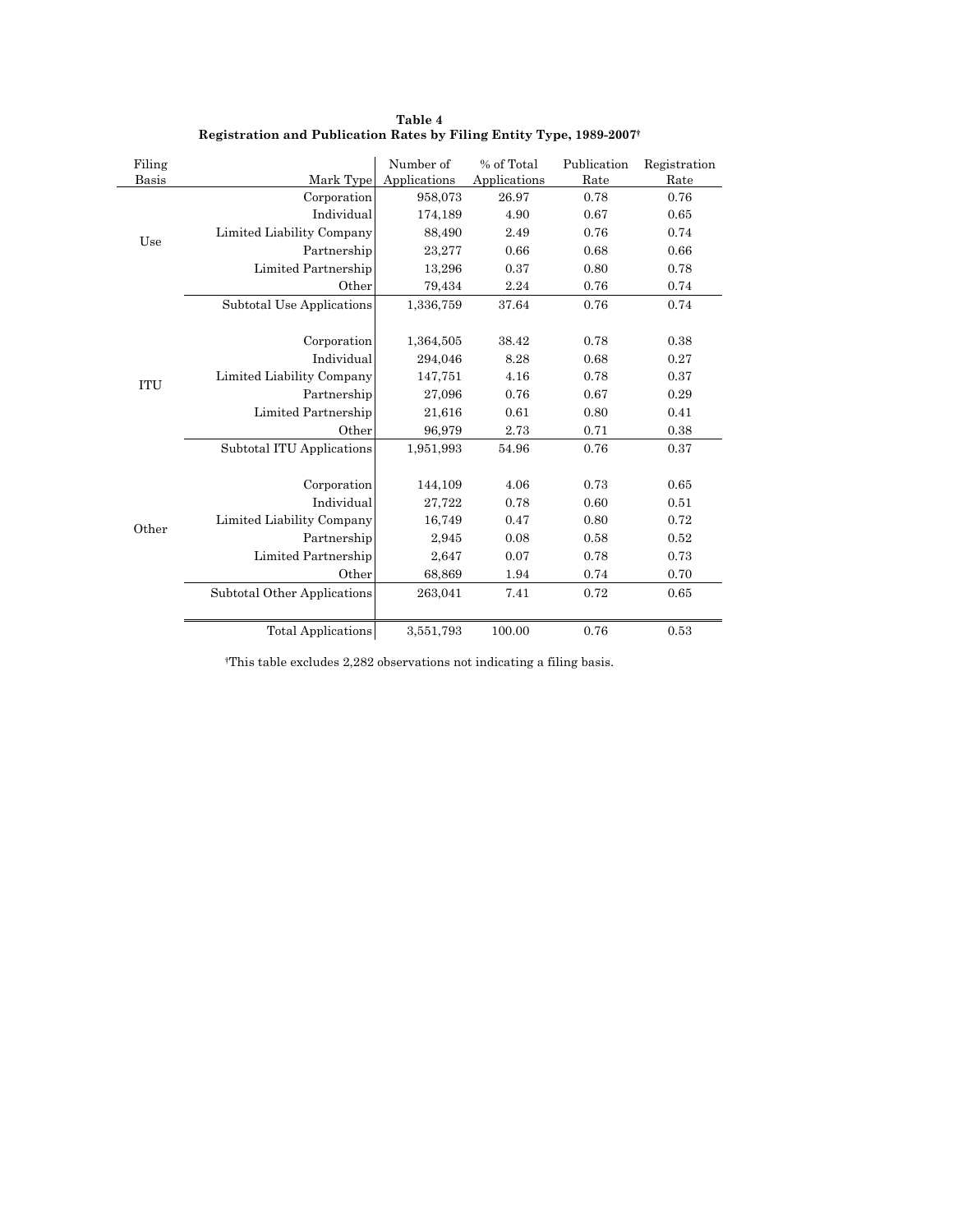**Table 4**
**Registration and Publication Rates by Filing Entity Type, 1989-2007†**

| Filing Basis | Mark Type | Number of Applications | % of Total Applications | Publication Rate | Registration Rate |
|---|---|---|---|---|---|
| Use | Corporation | 958,073 | 26.97 | 0.78 | 0.76 |
| | Individual | 174,189 | 4.90 | 0.67 | 0.65 |
| | Limited Liability Company | 88,490 | 2.49 | 0.76 | 0.74 |
| | Partnership | 23,277 | 0.66 | 0.68 | 0.66 |
| | Limited Partnership | 13,296 | 0.37 | 0.80 | 0.78 |
| | Other | 79,434 | 2.24 | 0.76 | 0.74 |
| | Subtotal Use Applications | 1,336,759 | 37.64 | 0.76 | 0.74 |
| ITU | Corporation | 1,364,505 | 38.42 | 0.78 | 0.38 |
| | Individual | 294,046 | 8.28 | 0.68 | 0.27 |
| | Limited Liability Company | 147,751 | 4.16 | 0.78 | 0.37 |
| | Partnership | 27,096 | 0.76 | 0.67 | 0.29 |
| | Limited Partnership | 21,616 | 0.61 | 0.80 | 0.41 |
| | Other | 96,979 | 2.73 | 0.71 | 0.38 |
| | Subtotal ITU Applications | 1,951,993 | 54.96 | 0.76 | 0.37 |
| Other | Corporation | 144,109 | 4.06 | 0.73 | 0.65 |
| | Individual | 27,722 | 0.78 | 0.60 | 0.51 |
| | Limited Liability Company | 16,749 | 0.47 | 0.80 | 0.72 |
| | Partnership | 2,945 | 0.08 | 0.58 | 0.52 |
| | Limited Partnership | 2,647 | 0.07 | 0.78 | 0.73 |
| | Other | 68,869 | 1.94 | 0.74 | 0.70 |
| | Subtotal Other Applications | 263,041 | 7.41 | 0.72 | 0.65 |
| | Total Applications | 3,551,793 | 100.00 | 0.76 | 0.53 |

†This table excludes 2,282 observations not indicating a filing basis.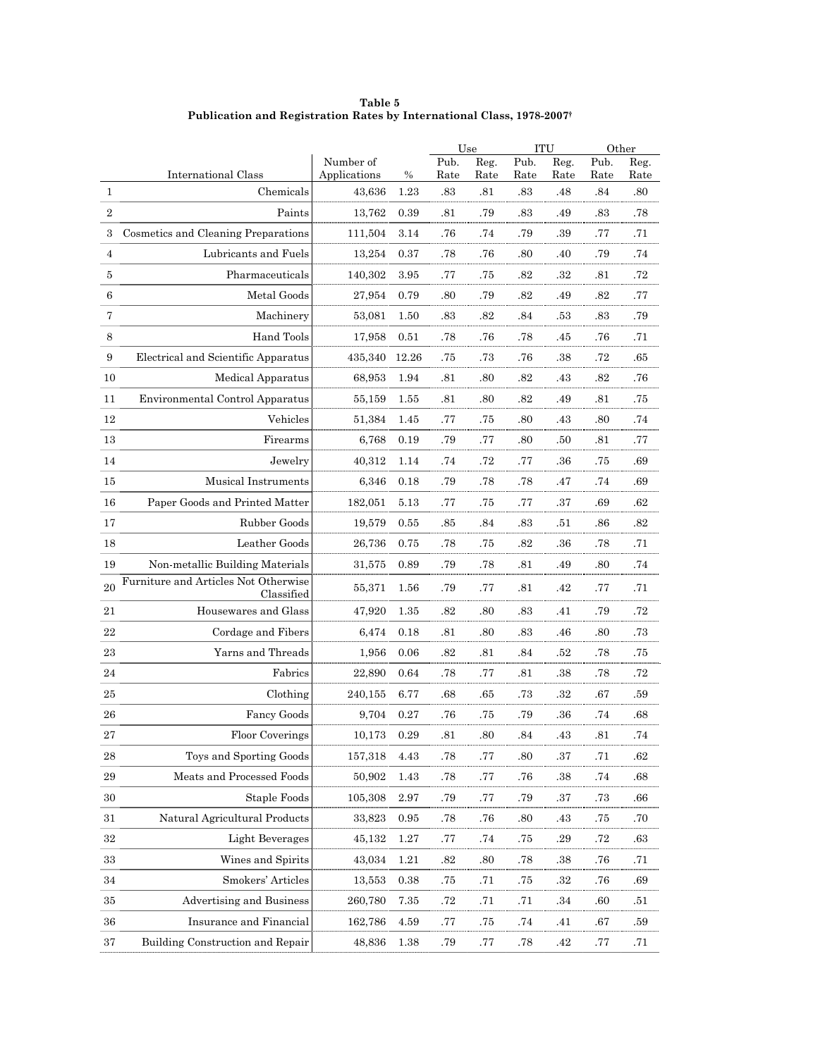**Table 5**
**Publication and Registration Rates by International Class, 1978-2007†**

| | International Class | Number of Applications | % | Use | | ITU | | Other | |
|---|---|---|---|---|---|---|---|---|---|
| | | | | Pub. Rate | Reg. Rate | Pub. Rate | Reg. Rate | Pub. Rate | Reg. Rate |
| 1 | Chemicals | 43,636 | 1.23 | .83 | .81 | .83 | .48 | .84 | .80 |
| 2 | Paints | 13,762 | 0.39 | .81 | .79 | .83 | .49 | .83 | .78 |
| 3 | Cosmetics and Cleaning Preparations | 111,504 | 3.14 | .76 | .74 | .79 | .39 | .77 | .71 |
| 4 | Lubricants and Fuels | 13,254 | 0.37 | .78 | .76 | .80 | .40 | .79 | .74 |
| 5 | Pharmaceuticals | 140,302 | 3.95 | .77 | .75 | .82 | .32 | .81 | .72 |
| 6 | Metal Goods | 27,954 | 0.79 | .80 | .79 | .82 | .49 | .82 | .77 |
| 7 | Machinery | 53,081 | 1.50 | .83 | .82 | .84 | .53 | .83 | .79 |
| 8 | Hand Tools | 17,958 | 0.51 | .78 | .76 | .78 | .45 | .76 | .71 |
| 9 | Electrical and Scientific Apparatus | 435,340 | 12.26 | .75 | .73 | .76 | .38 | .72 | .65 |
| 10 | Medical Apparatus | 68,953 | 1.94 | .81 | .80 | .82 | .43 | .82 | .76 |
| 11 | Environmental Control Apparatus | 55,159 | 1.55 | .81 | .80 | .82 | .49 | .81 | .75 |
| 12 | Vehicles | 51,384 | 1.45 | .77 | .75 | .80 | .43 | .80 | .74 |
| 13 | Firearms | 6,768 | 0.19 | .79 | .77 | .80 | .50 | .81 | .77 |
| 14 | Jewelry | 40,312 | 1.14 | .74 | .72 | .77 | .36 | .75 | .69 |
| 15 | Musical Instruments | 6,346 | 0.18 | .79 | .78 | .78 | .47 | .74 | .69 |
| 16 | Paper Goods and Printed Matter | 182,051 | 5.13 | .77 | .75 | .77 | .37 | .69 | .62 |
| 17 | Rubber Goods | 19,579 | 0.55 | .85 | .84 | .83 | .51 | .86 | .82 |
| 18 | Leather Goods | 26,736 | 0.75 | .78 | .75 | .82 | .36 | .78 | .71 |
| 19 | Non-metallic Building Materials | 31,575 | 0.89 | .79 | .78 | .81 | .49 | .80 | .74 |
| 20 | Furniture and Articles Not Otherwise Classified | 55,371 | 1.56 | .79 | .77 | .81 | .42 | .77 | .71 |
| 21 | Housewares and Glass | 47,920 | 1.35 | .82 | .80 | .83 | .41 | .79 | .72 |
| 22 | Cordage and Fibers | 6,474 | 0.18 | .81 | .80 | .83 | .46 | .80 | .73 |
| 23 | Yarns and Threads | 1,956 | 0.06 | .82 | .81 | .84 | .52 | .78 | .75 |
| 24 | Fabrics | 22,890 | 0.64 | .78 | .77 | .81 | .38 | .78 | .72 |
| 25 | Clothing | 240,155 | 6.77 | .68 | .65 | .73 | .32 | .67 | .59 |
| 26 | Fancy Goods | 9,704 | 0.27 | .76 | .75 | .79 | .36 | .74 | .68 |
| 27 | Floor Coverings | 10,173 | 0.29 | .81 | .80 | .84 | .43 | .81 | .74 |
| 28 | Toys and Sporting Goods | 157,318 | 4.43 | .78 | .77 | .80 | .37 | .71 | .62 |
| 29 | Meats and Processed Foods | 50,902 | 1.43 | .78 | .77 | .76 | .38 | .74 | .68 |
| 30 | Staple Foods | 105,308 | 2.97 | .79 | .77 | .79 | .37 | .73 | .66 |
| 31 | Natural Agricultural Products | 33,823 | 0.95 | .78 | .76 | .80 | .43 | .75 | .70 |
| 32 | Light Beverages | 45,132 | 1.27 | .77 | .74 | .75 | .29 | .72 | .63 |
| 33 | Wines and Spirits | 43,034 | 1.21 | .82 | .80 | .78 | .38 | .76 | .71 |
| 34 | Smokers' Articles | 13,553 | 0.38 | .75 | .71 | .75 | .32 | .76 | .69 |
| 35 | Advertising and Business | 260,780 | 7.35 | .72 | .71 | .71 | .34 | .60 | .51 |
| 36 | Insurance and Financial | 162,786 | 4.59 | .77 | .75 | .74 | .41 | .67 | .59 |
| 37 | Building Construction and Repair | 48,836 | 1.38 | .79 | .77 | .78 | .42 | .77 | .71 |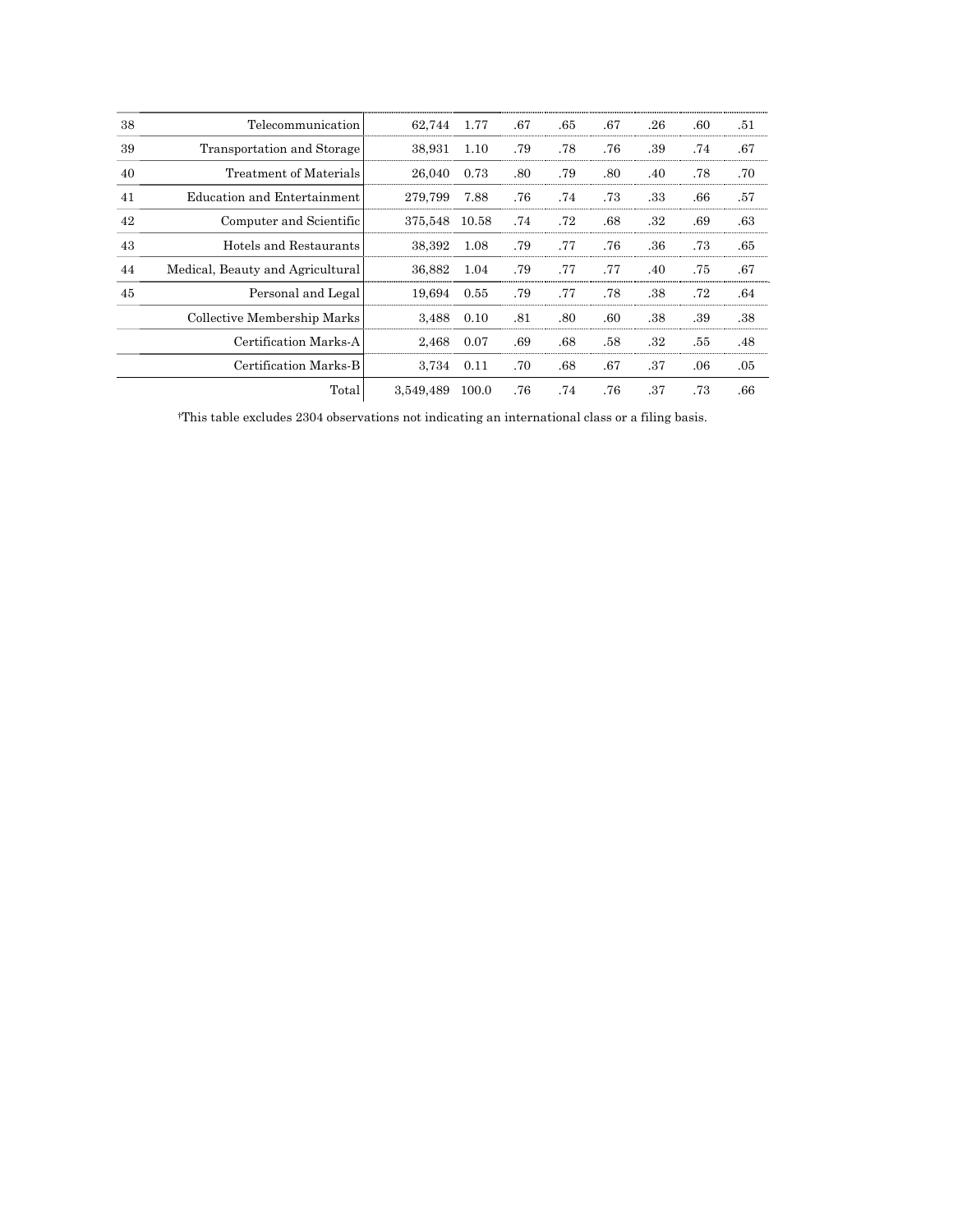| | | | | | | | | | |
|---|---|---|---|---|---|---|---|---|---|
| 38 | Telecommunication | 62,744 | 1.77 | .67 | .65 | .67 | .26 | .60 | .51 |
| 39 | Transportation and Storage | 38,931 | 1.10 | .79 | .78 | .76 | .39 | .74 | .67 |
| 40 | Treatment of Materials | 26,040 | 0.73 | .80 | .79 | .80 | .40 | .78 | .70 |
| 41 | Education and Entertainment | 279,799 | 7.88 | .76 | .74 | .73 | .33 | .66 | .57 |
| 42 | Computer and Scientific | 375,548 | 10.58 | .74 | .72 | .68 | .32 | .69 | .63 |
| 43 | Hotels and Restaurants | 38,392 | 1.08 | .79 | .77 | .76 | .36 | .73 | .65 |
| 44 | Medical, Beauty and Agricultural | 36,882 | 1.04 | .79 | .77 | .77 | .40 | .75 | .67 |
| 45 | Personal and Legal | 19,694 | 0.55 | .79 | .77 | .78 | .38 | .72 | .64 |
| | Collective Membership Marks | 3,488 | 0.10 | .81 | .80 | .60 | .38 | .39 | .38 |
| | Certification Marks-A | 2,468 | 0.07 | .69 | .68 | .58 | .32 | .55 | .48 |
| | Certification Marks-B | 3,734 | 0.11 | .70 | .68 | .67 | .37 | .06 | .05 |
| | Total | 3,549,489 | 100.0 | .76 | .74 | .76 | .37 | .73 | .66 |

†This table excludes 2304 observations not indicating an international class or a filing basis.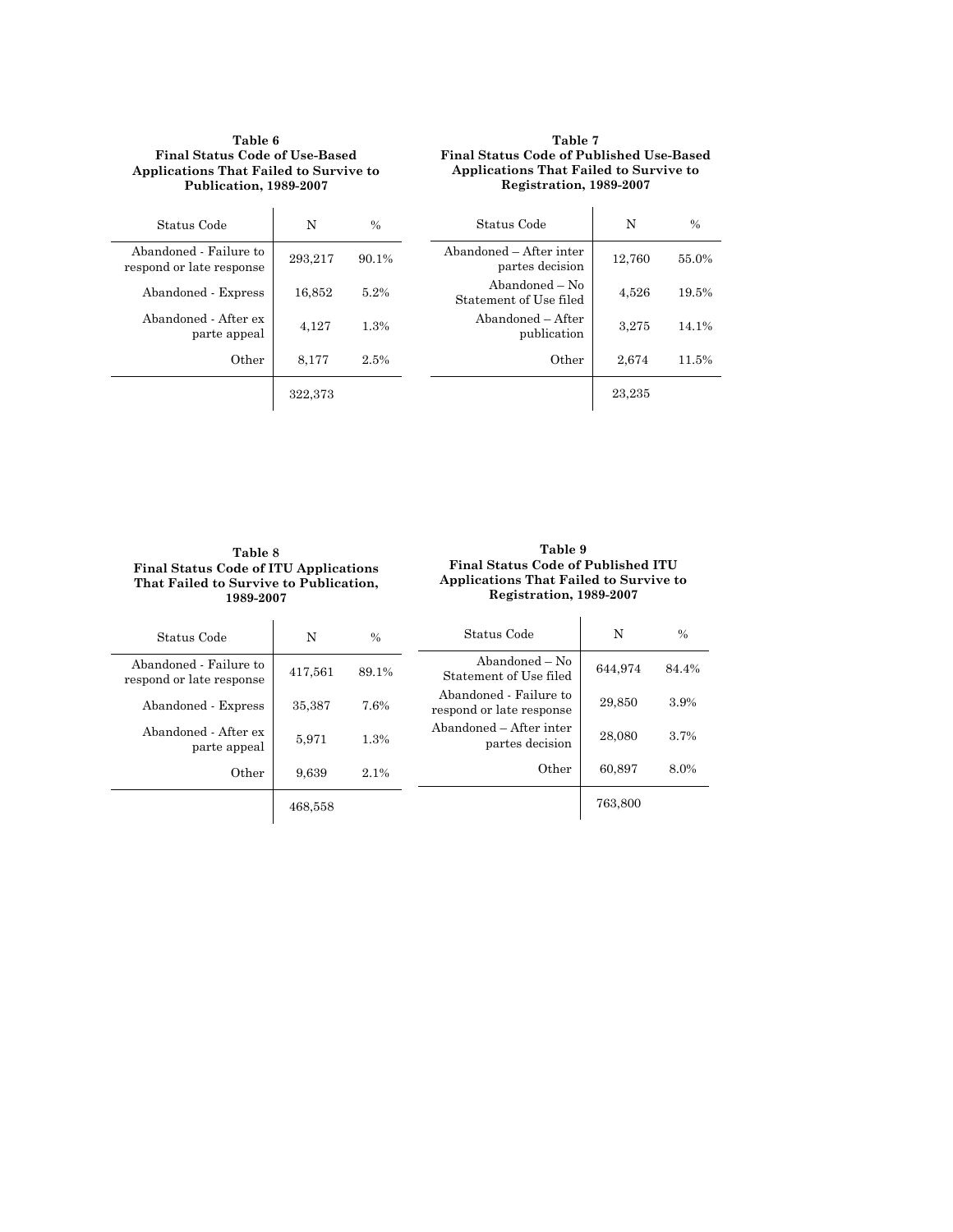**Table 6**
**Final Status Code of Use-Based Applications That Failed to Survive to Publication, 1989-2007**

| Status Code | N | % |
|---|---|---|
| Abandoned - Failure to respond or late response | 293,217 | 90.1% |
| Abandoned - Express | 16,852 | 5.2% |
| Abandoned - After ex parte appeal | 4,127 | 1.3% |
| Other | 8,177 | 2.5% |
| | 322,373 | |

**Table 7**
**Final Status Code of Published Use-Based Applications That Failed to Survive to Registration, 1989-2007**

| Status Code | N | % |
|---|---|---|
| Abandoned – After inter partes decision | 12,760 | 55.0% |
| Abandoned – No Statement of Use filed | 4,526 | 19.5% |
| Abandoned – After publication | 3,275 | 14.1% |
| Other | 2,674 | 11.5% |
| | 23,235 | |

**Table 8**
**Final Status Code of ITU Applications That Failed to Survive to Publication, 1989-2007**

| Status Code | N | % |
|---|---|---|
| Abandoned - Failure to respond or late response | 417,561 | 89.1% |
| Abandoned - Express | 35,387 | 7.6% |
| Abandoned - After ex parte appeal | 5,971 | 1.3% |
| Other | 9,639 | 2.1% |
| | 468,558 | |

**Table 9**
**Final Status Code of Published ITU Applications That Failed to Survive to Registration, 1989-2007**

| Status Code | N | % |
|---|---|---|
| Abandoned – No Statement of Use filed | 644,974 | 84.4% |
| Abandoned - Failure to respond or late response | 29,850 | 3.9% |
| Abandoned – After inter partes decision | 28,080 | 3.7% |
| Other | 60,897 | 8.0% |
| | 763,800 | |